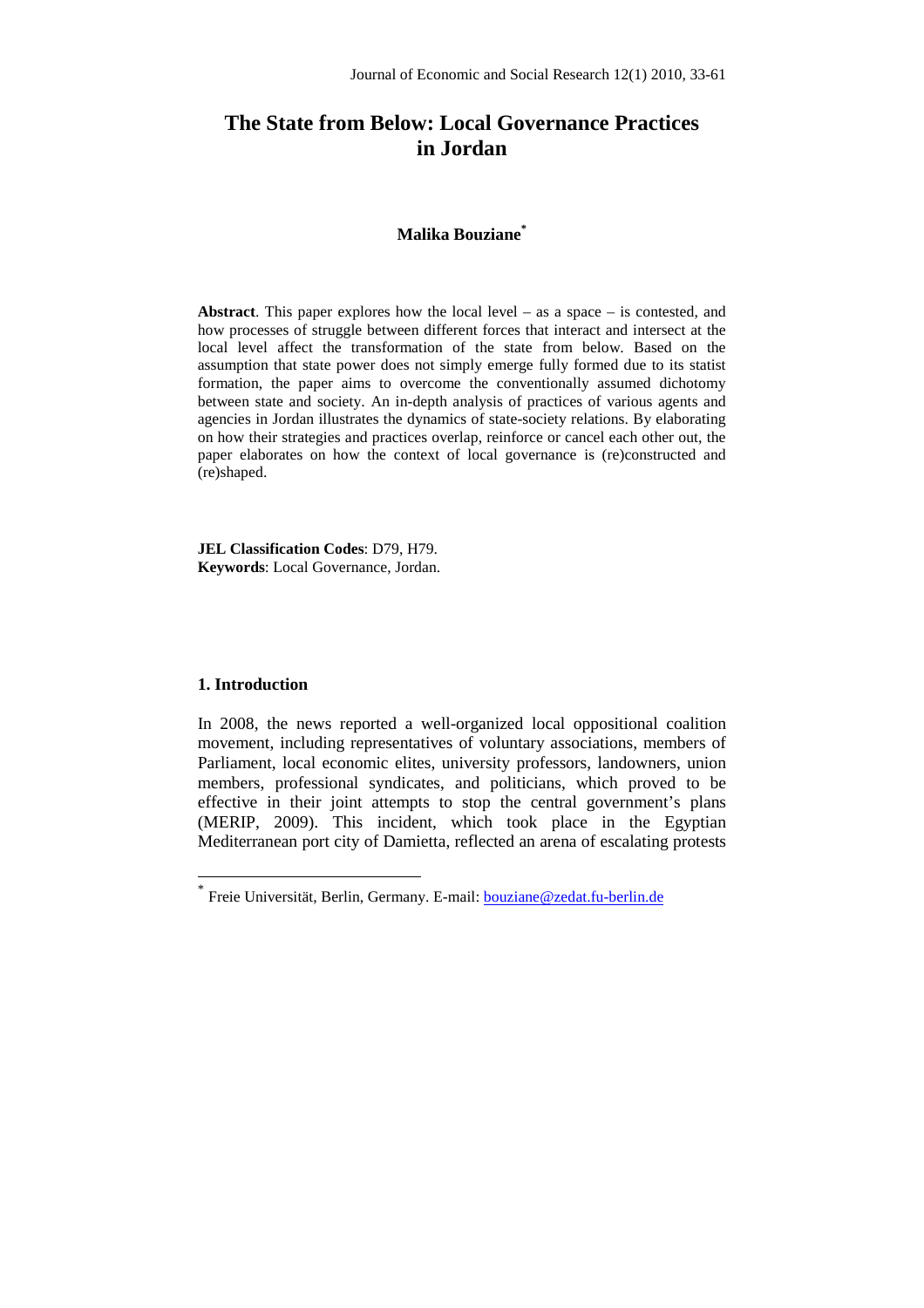# The State from Below: Local Governance Practices in Jordan

**Malika Bouziane**[*]

**Abstract**. This paper explores how the local level – as a space – is contested, and how processes of struggle between different forces that interact and intersect at the local level affect the transformation of the state from below. Based on the assumption that state power does not simply emerge fully formed due to its statist formation, the paper aims to overcome the conventionally assumed dichotomy between state and society. An in-depth analysis of practices of various agents and agencies in Jordan illustrates the dynamics of state-society relations. By elaborating on how their strategies and practices overlap, reinforce or cancel each other out, the paper elaborates on how the context of local governance is (re)constructed and (re)shaped.

**JEL Classification Codes**: D79, H79.
**Keywords**: Local Governance, Jordan.

## 1. Introduction

In 2008, the news reported a well-organized local oppositional coalition movement, including representatives of voluntary associations, members of Parliament, local economic elites, university professors, landowners, union members, professional syndicates, and politicians, which proved to be effective in their joint attempts to stop the central government's plans (MERIP, 2009). This incident, which took place in the Egyptian Mediterranean port city of Damietta, reflected an arena of escalating protests

---

[*] Freie Universität, Berlin, Germany. E-mail: bouziane@zedat.fu-berlin.de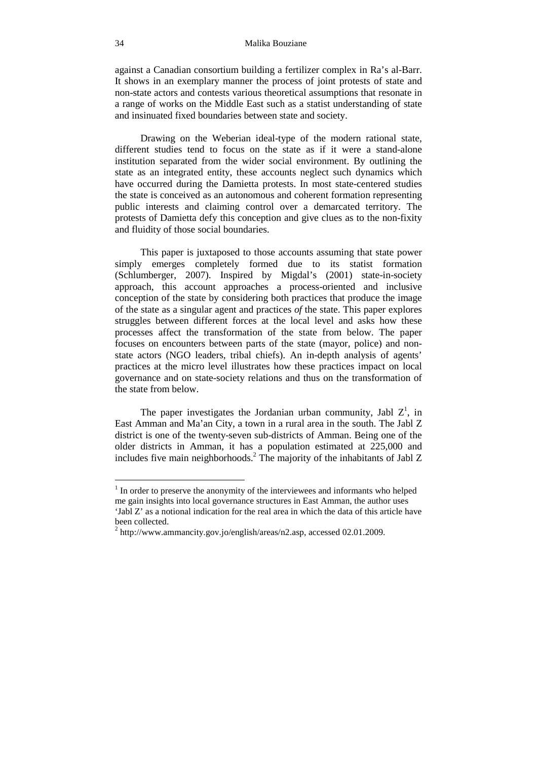against a Canadian consortium building a fertilizer complex in Ra's al-Barr. It shows in an exemplary manner the process of joint protests of state and non-state actors and contests various theoretical assumptions that resonate in a range of works on the Middle East such as a statist understanding of state and insinuated fixed boundaries between state and society.

Drawing on the Weberian ideal-type of the modern rational state, different studies tend to focus on the state as if it were a stand-alone institution separated from the wider social environment. By outlining the state as an integrated entity, these accounts neglect such dynamics which have occurred during the Damietta protests. In most state-centered studies the state is conceived as an autonomous and coherent formation representing public interests and claiming control over a demarcated territory. The protests of Damietta defy this conception and give clues as to the non-fixity and fluidity of those social boundaries.

This paper is juxtaposed to those accounts assuming that state power simply emerges completely formed due to its statist formation (Schlumberger, 2007). Inspired by Migdal's (2001) state-in-society approach, this account approaches a process-oriented and inclusive conception of the state by considering both practices that produce the image of the state as a singular agent and practices *of* the state. This paper explores struggles between different forces at the local level and asks how these processes affect the transformation of the state from below. The paper focuses on encounters between parts of the state (mayor, police) and non-state actors (NGO leaders, tribal chiefs). An in-depth analysis of agents' practices at the micro level illustrates how these practices impact on local governance and on state-society relations and thus on the transformation of the state from below.

The paper investigates the Jordanian urban community, Jabl Z[1], in East Amman and Ma'an City, a town in a rural area in the south. The Jabl Z district is one of the twenty-seven sub-districts of Amman. Being one of the older districts in Amman, it has a population estimated at 225,000 and includes five main neighborhoods.[2] The majority of the inhabitants of Jabl Z

---

[1] In order to preserve the anonymity of the interviewees and informants who helped me gain insights into local governance structures in East Amman, the author uses 'Jabl Z' as a notional indication for the real area in which the data of this article have been collected.

[2] http://www.ammancity.gov.jo/english/areas/n2.asp, accessed 02.01.2009.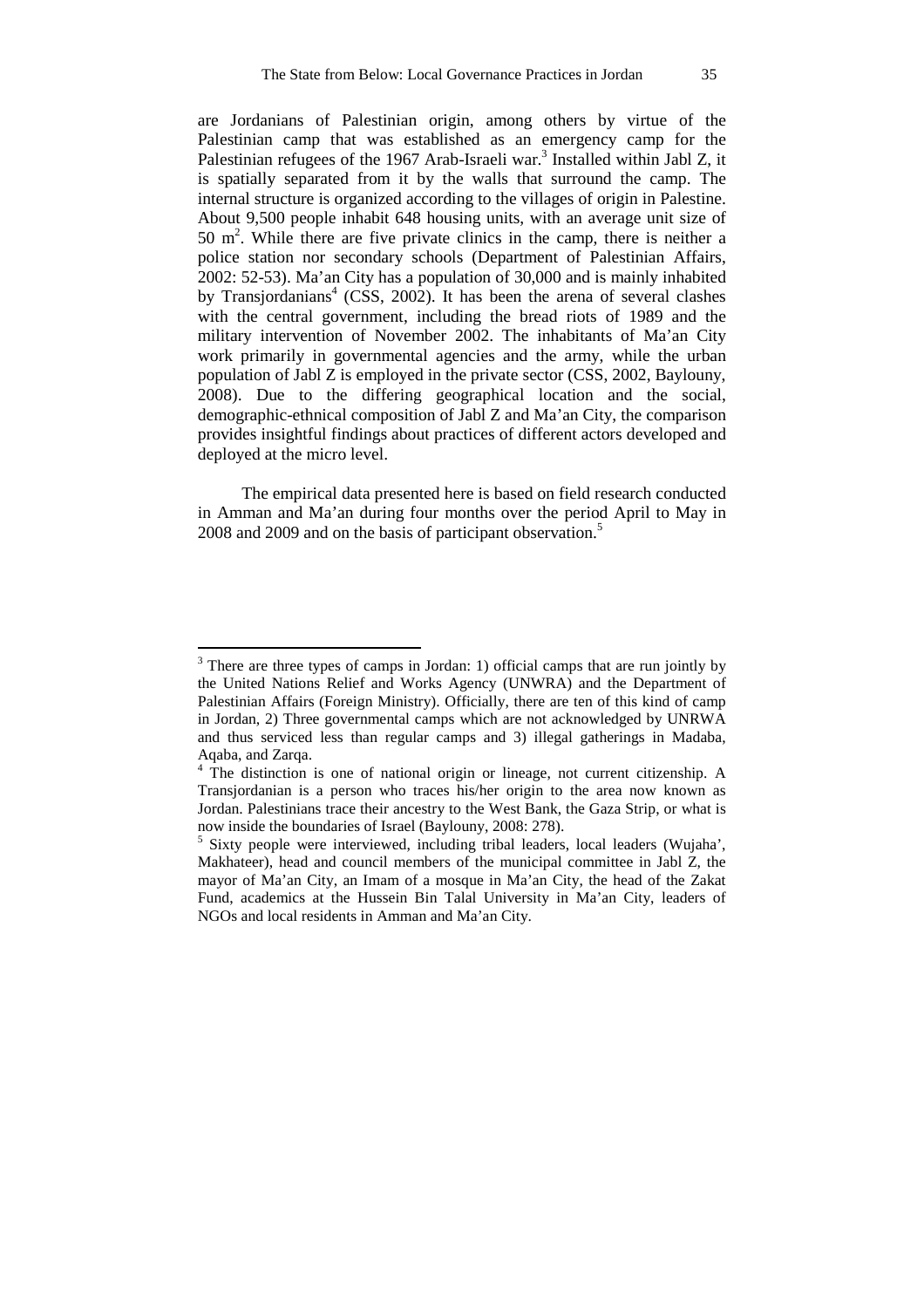are Jordanians of Palestinian origin, among others by virtue of the Palestinian camp that was established as an emergency camp for the Palestinian refugees of the 1967 Arab-Israeli war.[3] Installed within Jabl Z, it is spatially separated from it by the walls that surround the camp. The internal structure is organized according to the villages of origin in Palestine. About 9,500 people inhabit 648 housing units, with an average unit size of 50 $m^2$. While there are five private clinics in the camp, there is neither a police station nor secondary schools (Department of Palestinian Affairs, 2002: 52-53). Ma'an City has a population of 30,000 and is mainly inhabited by Transjordanians[4] (CSS, 2002). It has been the arena of several clashes with the central government, including the bread riots of 1989 and the military intervention of November 2002. The inhabitants of Ma'an City work primarily in governmental agencies and the army, while the urban population of Jabl Z is employed in the private sector (CSS, 2002, Baylouny, 2008). Due to the differing geographical location and the social, demographic-ethnical composition of Jabl Z and Ma'an City, the comparison provides insightful findings about practices of different actors developed and deployed at the micro level.

The empirical data presented here is based on field research conducted in Amman and Ma'an during four months over the period April to May in 2008 and 2009 and on the basis of participant observation.[5]

---

[3] There are three types of camps in Jordan: 1) official camps that are run jointly by the United Nations Relief and Works Agency (UNWRA) and the Department of Palestinian Affairs (Foreign Ministry). Officially, there are ten of this kind of camp in Jordan, 2) Three governmental camps which are not acknowledged by UNRWA and thus serviced less than regular camps and 3) illegal gatherings in Madaba, Aqaba, and Zarqa.

[4] The distinction is one of national origin or lineage, not current citizenship. A Transjordanian is a person who traces his/her origin to the area now known as Jordan. Palestinians trace their ancestry to the West Bank, the Gaza Strip, or what is now inside the boundaries of Israel (Baylouny, 2008: 278).

[5] Sixty people were interviewed, including tribal leaders, local leaders (Wujaha', Makhateer), head and council members of the municipal committee in Jabl Z, the mayor of Ma'an City, an Imam of a mosque in Ma'an City, the head of the Zakat Fund, academics at the Hussein Bin Talal University in Ma'an City, leaders of NGOs and local residents in Amman and Ma'an City.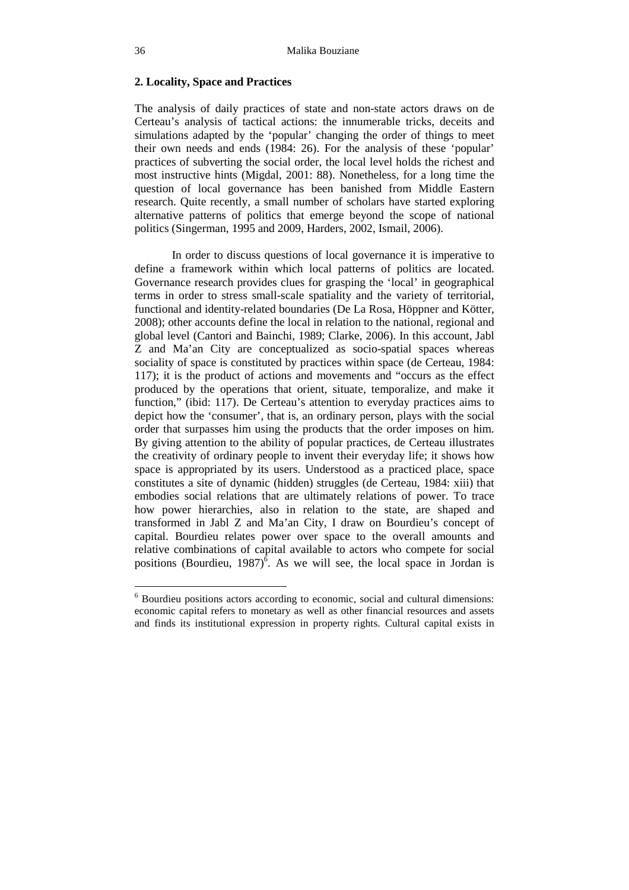## 2. Locality, Space and Practices

The analysis of daily practices of state and non-state actors draws on de Certeau's analysis of tactical actions: the innumerable tricks, deceits and simulations adapted by the 'popular' changing the order of things to meet their own needs and ends (1984: 26). For the analysis of these 'popular' practices of subverting the social order, the local level holds the richest and most instructive hints (Migdal, 2001: 88). Nonetheless, for a long time the question of local governance has been banished from Middle Eastern research. Quite recently, a small number of scholars have started exploring alternative patterns of politics that emerge beyond the scope of national politics (Singerman, 1995 and 2009, Harders, 2002, Ismail, 2006).

In order to discuss questions of local governance it is imperative to define a framework within which local patterns of politics are located. Governance research provides clues for grasping the 'local' in geographical terms in order to stress small-scale spatiality and the variety of territorial, functional and identity-related boundaries (De La Rosa, Höppner and Kötter, 2008); other accounts define the local in relation to the national, regional and global level (Cantori and Bainchi, 1989; Clarke, 2006). In this account, Jabl Z and Ma'an City are conceptualized as socio-spatial spaces whereas sociality of space is constituted by practices within space (de Certeau, 1984: 117); it is the product of actions and movements and "occurs as the effect produced by the operations that orient, situate, temporalize, and make it function," (ibid: 117). De Certeau's attention to everyday practices aims to depict how the 'consumer', that is, an ordinary person, plays with the social order that surpasses him using the products that the order imposes on him. By giving attention to the ability of popular practices, de Certeau illustrates the creativity of ordinary people to invent their everyday life; it shows how space is appropriated by its users. Understood as a practiced place, space constitutes a site of dynamic (hidden) struggles (de Certeau, 1984: xiii) that embodies social relations that are ultimately relations of power. To trace how power hierarchies, also in relation to the state, are shaped and transformed in Jabl Z and Ma'an City, I draw on Bourdieu's concept of capital. Bourdieu relates power over space to the overall amounts and relative combinations of capital available to actors who compete for social positions (Bourdieu, 1987)[6]. As we will see, the local space in Jordan is

[6] Bourdieu positions actors according to economic, social and cultural dimensions: economic capital refers to monetary as well as other financial resources and assets and finds its institutional expression in property rights. Cultural capital exists in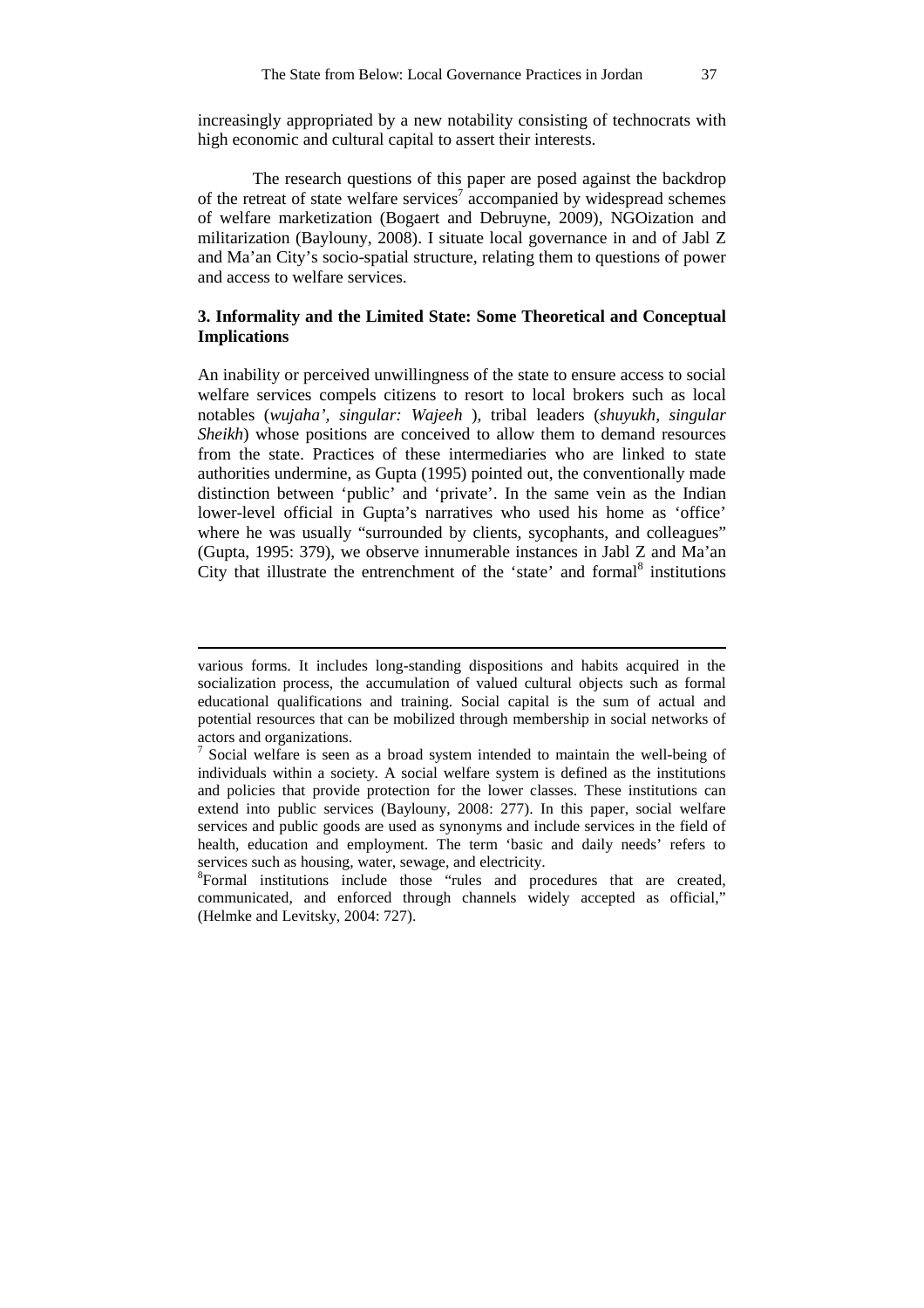increasingly appropriated by a new notability consisting of technocrats with high economic and cultural capital to assert their interests.

The research questions of this paper are posed against the backdrop of the retreat of state welfare services[7] accompanied by widespread schemes of welfare marketization (Bogaert and Debruyne, 2009), NGOization and militarization (Baylouny, 2008). I situate local governance in and of Jabl Z and Ma'an City's socio-spatial structure, relating them to questions of power and access to welfare services.

## 3. Informality and the Limited State: Some Theoretical and Conceptual Implications

An inability or perceived unwillingness of the state to ensure access to social welfare services compels citizens to resort to local brokers such as local notables (*wujaha', singular: Wajeeh* ), tribal leaders (*shuyukh, singular Sheikh*) whose positions are conceived to allow them to demand resources from the state. Practices of these intermediaries who are linked to state authorities undermine, as Gupta (1995) pointed out, the conventionally made distinction between 'public' and 'private'. In the same vein as the Indian lower-level official in Gupta's narratives who used his home as 'office' where he was usually "surrounded by clients, sycophants, and colleagues" (Gupta, 1995: 379), we observe innumerable instances in Jabl Z and Ma'an City that illustrate the entrenchment of the 'state' and formal[8] institutions

---

various forms. It includes long-standing dispositions and habits acquired in the socialization process, the accumulation of valued cultural objects such as formal educational qualifications and training. Social capital is the sum of actual and potential resources that can be mobilized through membership in social networks of actors and organizations.

[7] Social welfare is seen as a broad system intended to maintain the well-being of individuals within a society. A social welfare system is defined as the institutions and policies that provide protection for the lower classes. These institutions can extend into public services (Baylouny, 2008: 277). In this paper, social welfare services and public goods are used as synonyms and include services in the field of health, education and employment. The term 'basic and daily needs' refers to services such as housing, water, sewage, and electricity.

[8] Formal institutions include those "rules and procedures that are created, communicated, and enforced through channels widely accepted as official," (Helmke and Levitsky, 2004: 727).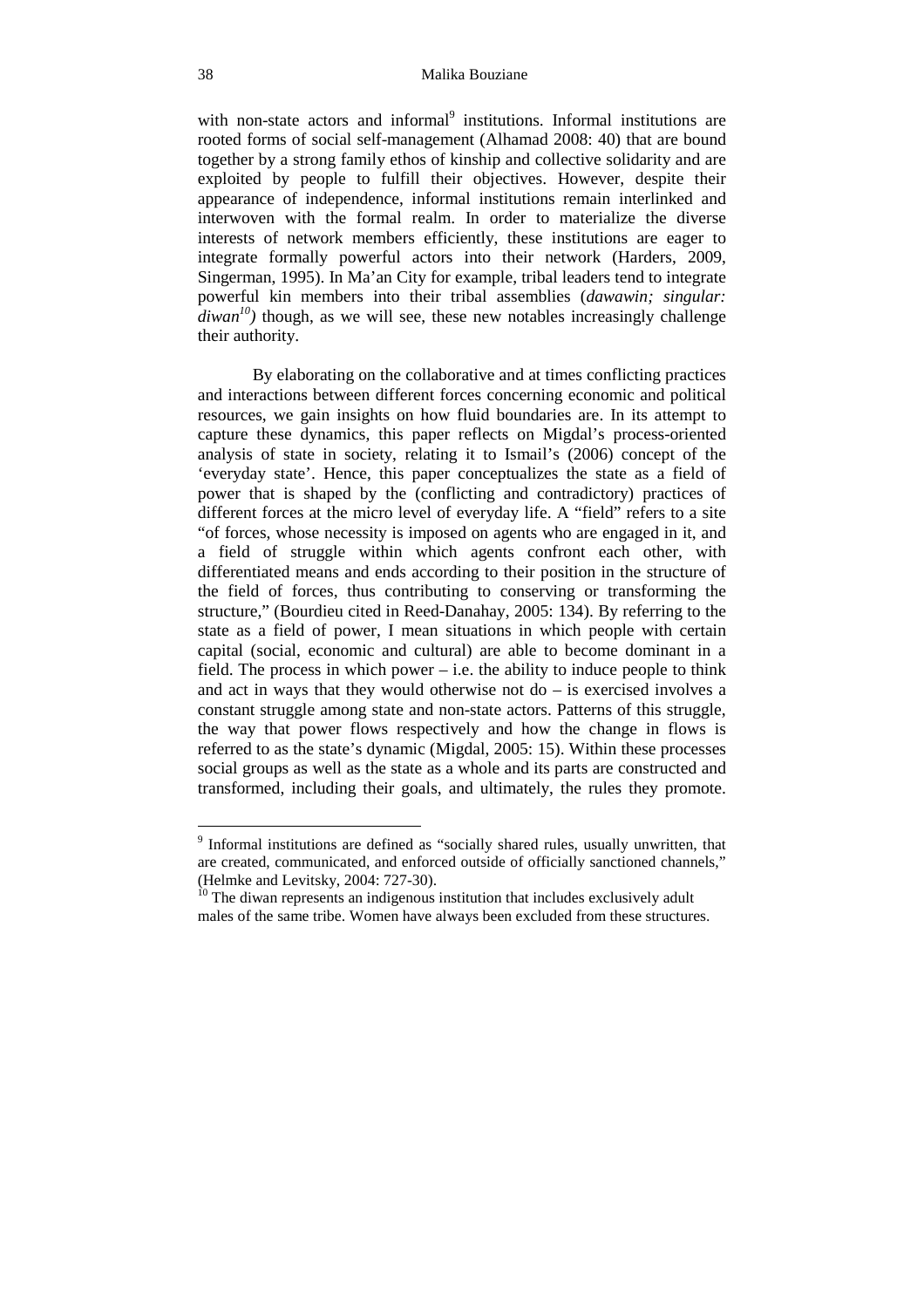with non-state actors and informal[9] institutions. Informal institutions are rooted forms of social self-management (Alhamad 2008: 40) that are bound together by a strong family ethos of kinship and collective solidarity and are exploited by people to fulfill their objectives. However, despite their appearance of independence, informal institutions remain interlinked and interwoven with the formal realm. In order to materialize the diverse interests of network members efficiently, these institutions are eager to integrate formally powerful actors into their network (Harders, 2009, Singerman, 1995). In Ma'an City for example, tribal leaders tend to integrate powerful kin members into their tribal assemblies (*dawawin; singular: diwan*[10]) though, as we will see, these new notables increasingly challenge their authority.

By elaborating on the collaborative and at times conflicting practices and interactions between different forces concerning economic and political resources, we gain insights on how fluid boundaries are. In its attempt to capture these dynamics, this paper reflects on Migdal's process-oriented analysis of state in society, relating it to Ismail's (2006) concept of the 'everyday state'. Hence, this paper conceptualizes the state as a field of power that is shaped by the (conflicting and contradictory) practices of different forces at the micro level of everyday life. A "field" refers to a site "of forces, whose necessity is imposed on agents who are engaged in it, and a field of struggle within which agents confront each other, with differentiated means and ends according to their position in the structure of the field of forces, thus contributing to conserving or transforming the structure," (Bourdieu cited in Reed-Danahay, 2005: 134). By referring to the state as a field of power, I mean situations in which people with certain capital (social, economic and cultural) are able to become dominant in a field. The process in which power – i.e. the ability to induce people to think and act in ways that they would otherwise not do – is exercised involves a constant struggle among state and non-state actors. Patterns of this struggle, the way that power flows respectively and how the change in flows is referred to as the state's dynamic (Migdal, 2005: 15). Within these processes social groups as well as the state as a whole and its parts are constructed and transformed, including their goals, and ultimately, the rules they promote.

---

[9] Informal institutions are defined as "socially shared rules, usually unwritten, that are created, communicated, and enforced outside of officially sanctioned channels," (Helmke and Levitsky, 2004: 727-30).

[10] The diwan represents an indigenous institution that includes exclusively adult males of the same tribe. Women have always been excluded from these structures.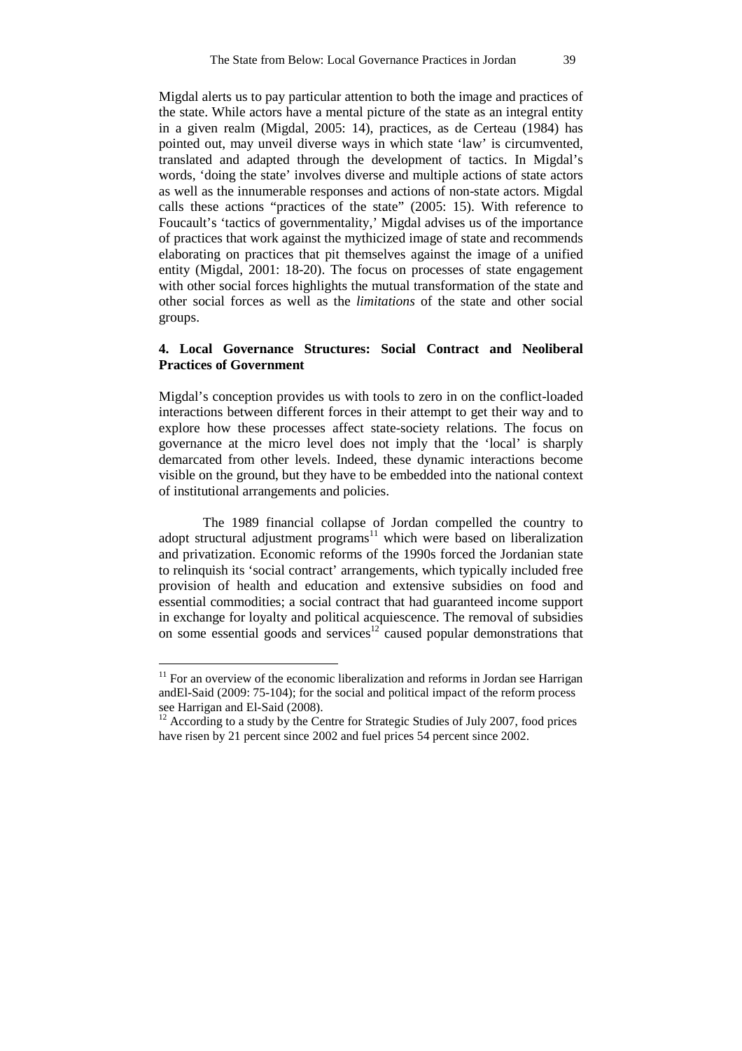Migdal alerts us to pay particular attention to both the image and practices of the state. While actors have a mental picture of the state as an integral entity in a given realm (Migdal, 2005: 14), practices, as de Certeau (1984) has pointed out, may unveil diverse ways in which state 'law' is circumvented, translated and adapted through the development of tactics. In Migdal's words, 'doing the state' involves diverse and multiple actions of state actors as well as the innumerable responses and actions of non-state actors. Migdal calls these actions "practices of the state" (2005: 15). With reference to Foucault's 'tactics of governmentality,' Migdal advises us of the importance of practices that work against the mythicized image of state and recommends elaborating on practices that pit themselves against the image of a unified entity (Migdal, 2001: 18-20). The focus on processes of state engagement with other social forces highlights the mutual transformation of the state and other social forces as well as the *limitations* of the state and other social groups.

## 4. Local Governance Structures: Social Contract and Neoliberal Practices of Government

Migdal's conception provides us with tools to zero in on the conflict-loaded interactions between different forces in their attempt to get their way and to explore how these processes affect state-society relations. The focus on governance at the micro level does not imply that the 'local' is sharply demarcated from other levels. Indeed, these dynamic interactions become visible on the ground, but they have to be embedded into the national context of institutional arrangements and policies.

The 1989 financial collapse of Jordan compelled the country to adopt structural adjustment programs[11] which were based on liberalization and privatization. Economic reforms of the 1990s forced the Jordanian state to relinquish its 'social contract' arrangements, which typically included free provision of health and education and extensive subsidies on food and essential commodities; a social contract that had guaranteed income support in exchange for loyalty and political acquiescence. The removal of subsidies on some essential goods and services[12] caused popular demonstrations that

---

[11] For an overview of the economic liberalization and reforms in Jordan see Harrigan andEl-Said (2009: 75-104); for the social and political impact of the reform process see Harrigan and El-Said (2008).

[12] According to a study by the Centre for Strategic Studies of July 2007, food prices have risen by 21 percent since 2002 and fuel prices 54 percent since 2002.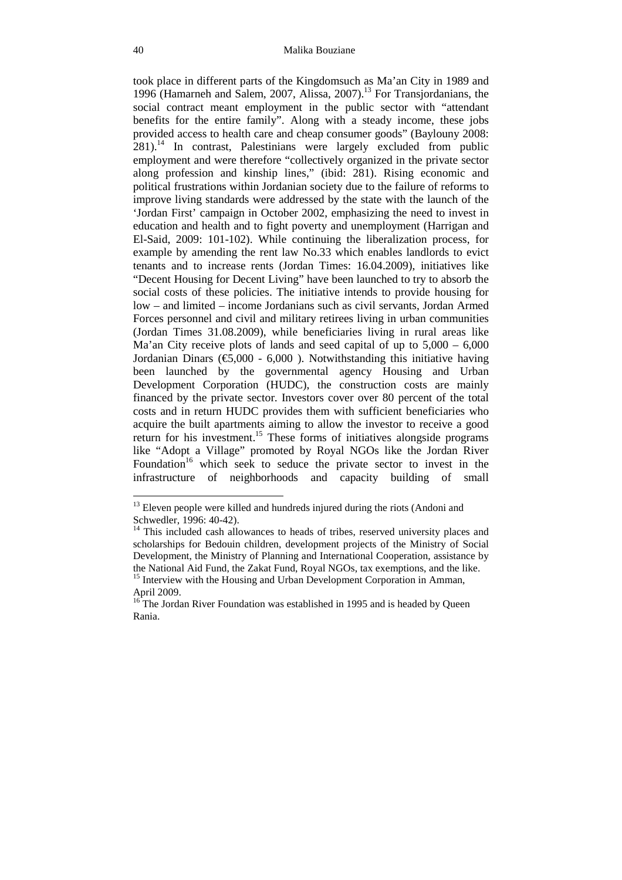took place in different parts of the Kingdomsuch as Ma'an City in 1989 and 1996 (Hamarneh and Salem, 2007, Alissa, 2007).[13] For Transjordanians, the social contract meant employment in the public sector with "attendant benefits for the entire family". Along with a steady income, these jobs provided access to health care and cheap consumer goods" (Baylouny 2008: 281).[14] In contrast, Palestinians were largely excluded from public employment and were therefore "collectively organized in the private sector along profession and kinship lines," (ibid: 281). Rising economic and political frustrations within Jordanian society due to the failure of reforms to improve living standards were addressed by the state with the launch of the 'Jordan First' campaign in October 2002, emphasizing the need to invest in education and health and to fight poverty and unemployment (Harrigan and El-Said, 2009: 101-102). While continuing the liberalization process, for example by amending the rent law No.33 which enables landlords to evict tenants and to increase rents (Jordan Times: 16.04.2009), initiatives like "Decent Housing for Decent Living" have been launched to try to absorb the social costs of these policies. The initiative intends to provide housing for low – and limited – income Jordanians such as civil servants, Jordan Armed Forces personnel and civil and military retirees living in urban communities (Jordan Times 31.08.2009), while beneficiaries living in rural areas like Ma'an City receive plots of lands and seed capital of up to 5,000 – 6,000 Jordanian Dinars (€5,000 - 6,000 ). Notwithstanding this initiative having been launched by the governmental agency Housing and Urban Development Corporation (HUDC), the construction costs are mainly financed by the private sector. Investors cover over 80 percent of the total costs and in return HUDC provides them with sufficient beneficiaries who acquire the built apartments aiming to allow the investor to receive a good return for his investment.[15] These forms of initiatives alongside programs like "Adopt a Village" promoted by Royal NGOs like the Jordan River Foundation[16] which seek to seduce the private sector to invest in the infrastructure of neighborhoods and capacity building of small

---

[13] Eleven people were killed and hundreds injured during the riots (Andoni and Schwedler, 1996: 40-42).

[14] This included cash allowances to heads of tribes, reserved university places and scholarships for Bedouin children, development projects of the Ministry of Social Development, the Ministry of Planning and International Cooperation, assistance by the National Aid Fund, the Zakat Fund, Royal NGOs, tax exemptions, and the like.

[15] Interview with the Housing and Urban Development Corporation in Amman, April 2009.

[16] The Jordan River Foundation was established in 1995 and is headed by Queen Rania.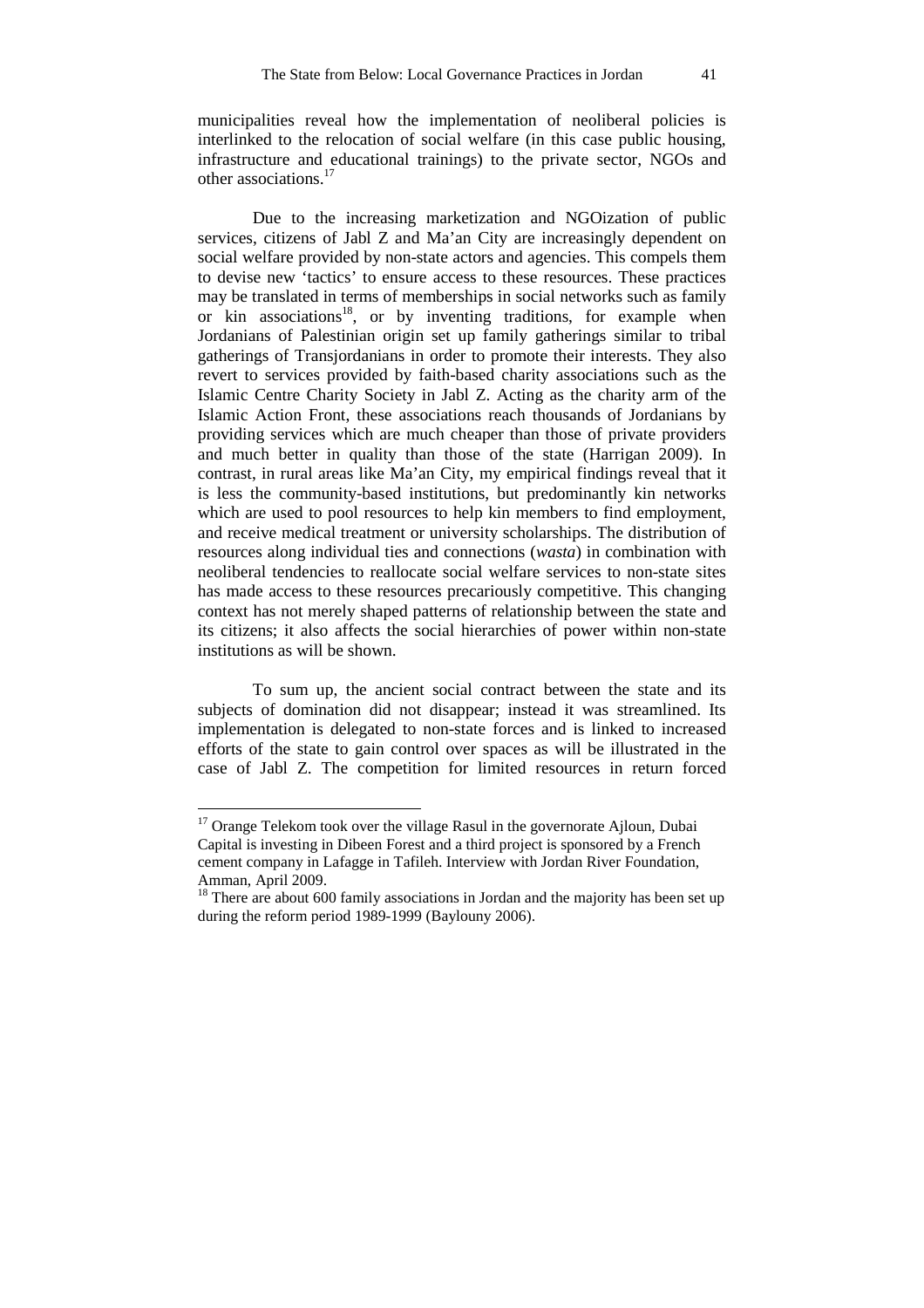municipalities reveal how the implementation of neoliberal policies is interlinked to the relocation of social welfare (in this case public housing, infrastructure and educational trainings) to the private sector, NGOs and other associations.[17]

Due to the increasing marketization and NGOization of public services, citizens of Jabl Z and Ma'an City are increasingly dependent on social welfare provided by non-state actors and agencies. This compels them to devise new 'tactics' to ensure access to these resources. These practices may be translated in terms of memberships in social networks such as family or kin associations[18], or by inventing traditions, for example when Jordanians of Palestinian origin set up family gatherings similar to tribal gatherings of Transjordanians in order to promote their interests. They also revert to services provided by faith-based charity associations such as the Islamic Centre Charity Society in Jabl Z. Acting as the charity arm of the Islamic Action Front, these associations reach thousands of Jordanians by providing services which are much cheaper than those of private providers and much better in quality than those of the state (Harrigan 2009). In contrast, in rural areas like Ma'an City, my empirical findings reveal that it is less the community-based institutions, but predominantly kin networks which are used to pool resources to help kin members to find employment, and receive medical treatment or university scholarships. The distribution of resources along individual ties and connections (*wasta*) in combination with neoliberal tendencies to reallocate social welfare services to non-state sites has made access to these resources precariously competitive. This changing context has not merely shaped patterns of relationship between the state and its citizens; it also affects the social hierarchies of power within non-state institutions as will be shown.

To sum up, the ancient social contract between the state and its subjects of domination did not disappear; instead it was streamlined. Its implementation is delegated to non-state forces and is linked to increased efforts of the state to gain control over spaces as will be illustrated in the case of Jabl Z. The competition for limited resources in return forced

---

[17] Orange Telekom took over the village Rasul in the governorate Ajloun, Dubai Capital is investing in Dibeen Forest and a third project is sponsored by a French cement company in Lafagge in Tafileh. Interview with Jordan River Foundation, Amman, April 2009.

[18] There are about 600 family associations in Jordan and the majority has been set up during the reform period 1989-1999 (Baylouny 2006).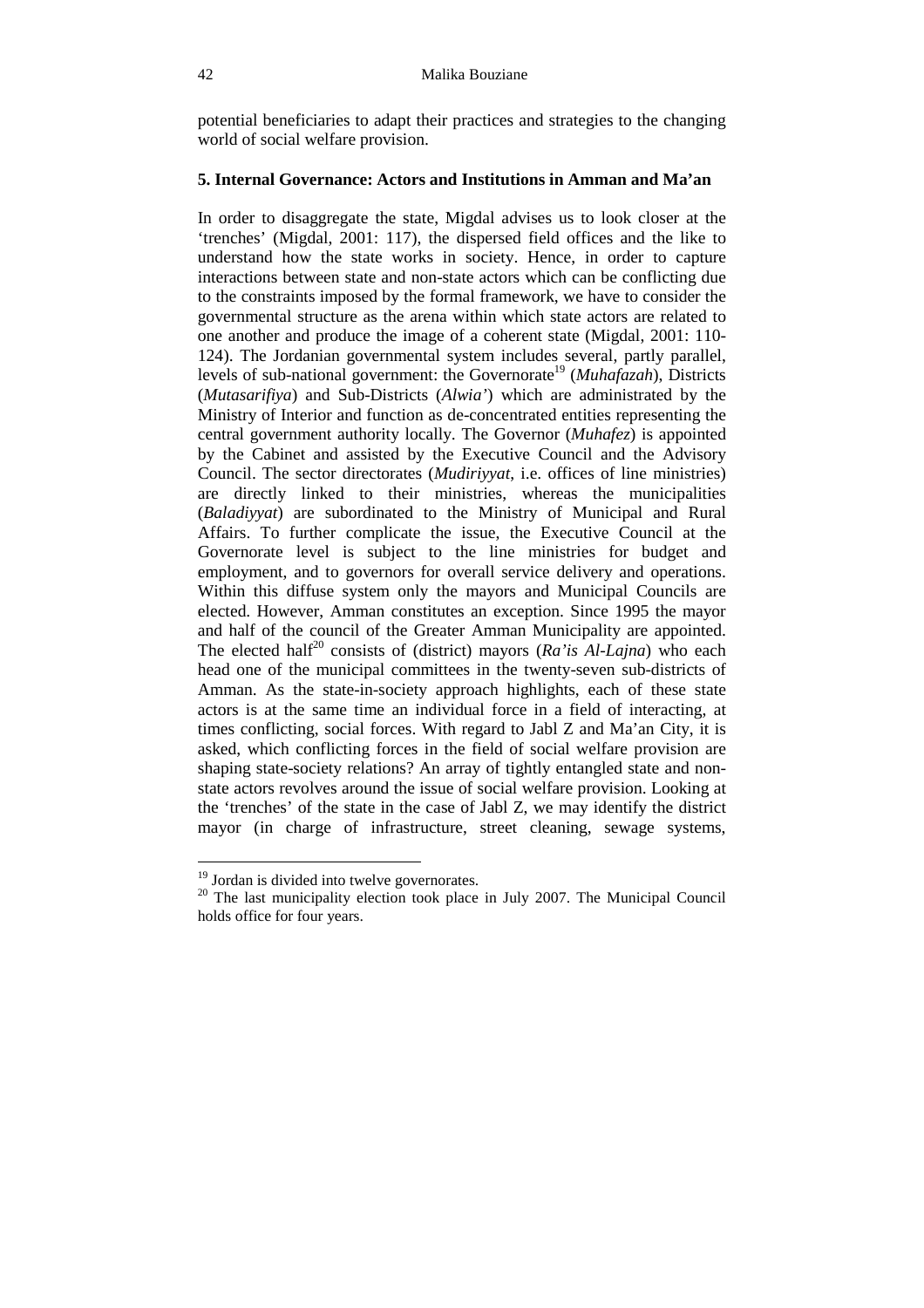potential beneficiaries to adapt their practices and strategies to the changing world of social welfare provision.

### 5. Internal Governance: Actors and Institutions in Amman and Ma'an

In order to disaggregate the state, Migdal advises us to look closer at the 'trenches' (Migdal, 2001: 117), the dispersed field offices and the like to understand how the state works in society. Hence, in order to capture interactions between state and non-state actors which can be conflicting due to the constraints imposed by the formal framework, we have to consider the governmental structure as the arena within which state actors are related to one another and produce the image of a coherent state (Migdal, 2001: 110-124). The Jordanian governmental system includes several, partly parallel, levels of sub-national government: the Governorate[19] (*Muhafazah*), Districts (*Mutasarifiya*) and Sub-Districts (*Alwia'*) which are administrated by the Ministry of Interior and function as de-concentrated entities representing the central government authority locally. The Governor (*Muhafez*) is appointed by the Cabinet and assisted by the Executive Council and the Advisory Council. The sector directorates (*Mudiriyyat*, i.e. offices of line ministries) are directly linked to their ministries, whereas the municipalities (*Baladiyyat*) are subordinated to the Ministry of Municipal and Rural Affairs. To further complicate the issue, the Executive Council at the Governorate level is subject to the line ministries for budget and employment, and to governors for overall service delivery and operations. Within this diffuse system only the mayors and Municipal Councils are elected. However, Amman constitutes an exception. Since 1995 the mayor and half of the council of the Greater Amman Municipality are appointed. The elected half[20] consists of (district) mayors (*Ra'is Al-Lajna*) who each head one of the municipal committees in the twenty-seven sub-districts of Amman. As the state-in-society approach highlights, each of these state actors is at the same time an individual force in a field of interacting, at times conflicting, social forces. With regard to Jabl Z and Ma'an City, it is asked, which conflicting forces in the field of social welfare provision are shaping state-society relations? An array of tightly entangled state and non-state actors revolves around the issue of social welfare provision. Looking at the 'trenches' of the state in the case of Jabl Z, we may identify the district mayor (in charge of infrastructure, street cleaning, sewage systems,

---

[19] Jordan is divided into twelve governorates.

[20] The last municipality election took place in July 2007. The Municipal Council holds office for four years.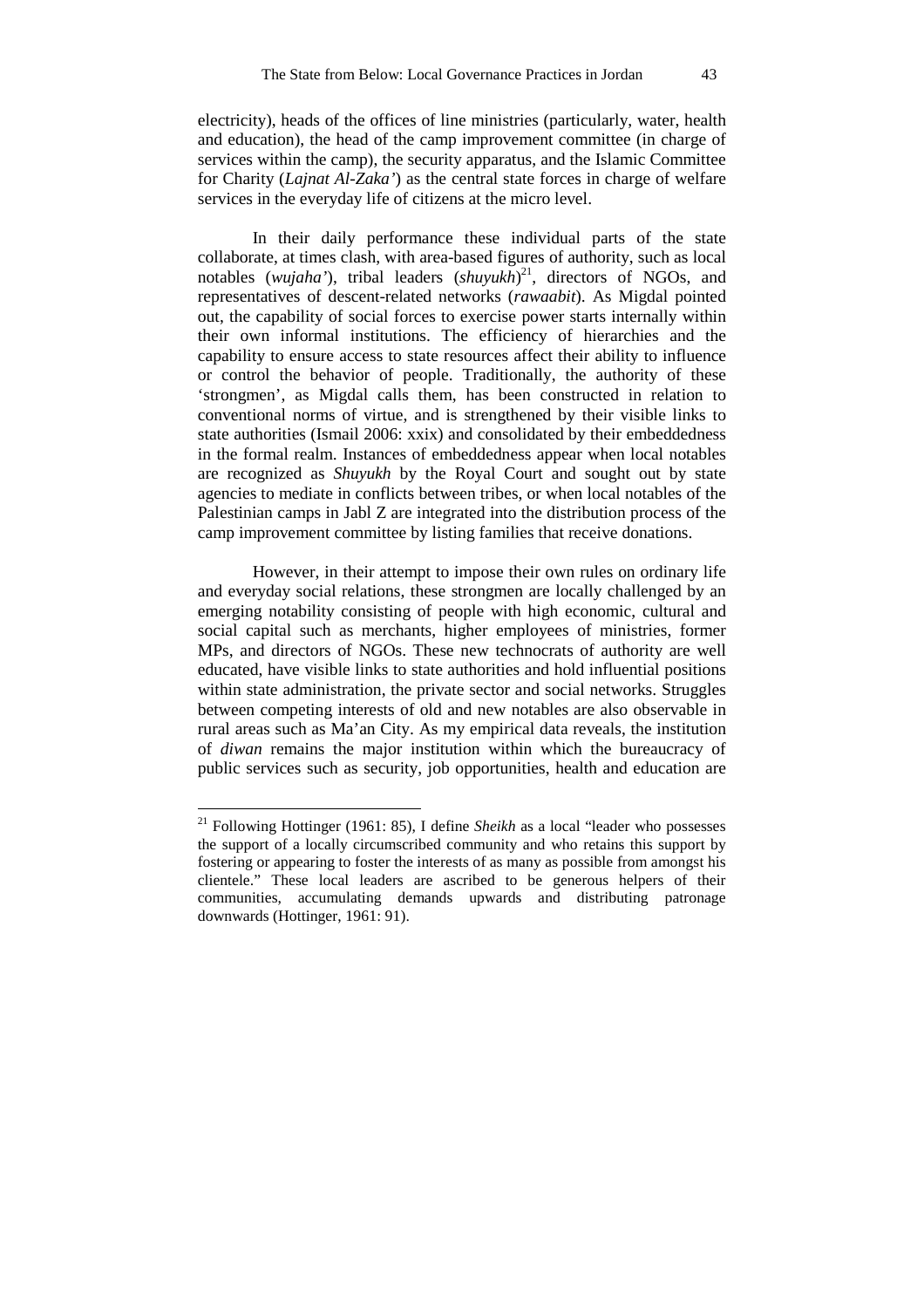electricity), heads of the offices of line ministries (particularly, water, health and education), the head of the camp improvement committee (in charge of services within the camp), the security apparatus, and the Islamic Committee for Charity (*Lajnat Al-Zaka'*) as the central state forces in charge of welfare services in the everyday life of citizens at the micro level.

In their daily performance these individual parts of the state collaborate, at times clash, with area-based figures of authority, such as local notables (*wujaha'*), tribal leaders (*shuyukh*)[21], directors of NGOs, and representatives of descent-related networks (*rawaabit*). As Migdal pointed out, the capability of social forces to exercise power starts internally within their own informal institutions. The efficiency of hierarchies and the capability to ensure access to state resources affect their ability to influence or control the behavior of people. Traditionally, the authority of these 'strongmen', as Migdal calls them, has been constructed in relation to conventional norms of virtue, and is strengthened by their visible links to state authorities (Ismail 2006: xxix) and consolidated by their embeddedness in the formal realm. Instances of embeddedness appear when local notables are recognized as *Shuyukh* by the Royal Court and sought out by state agencies to mediate in conflicts between tribes, or when local notables of the Palestinian camps in Jabl Z are integrated into the distribution process of the camp improvement committee by listing families that receive donations.

However, in their attempt to impose their own rules on ordinary life and everyday social relations, these strongmen are locally challenged by an emerging notability consisting of people with high economic, cultural and social capital such as merchants, higher employees of ministries, former MPs, and directors of NGOs. These new technocrats of authority are well educated, have visible links to state authorities and hold influential positions within state administration, the private sector and social networks. Struggles between competing interests of old and new notables are also observable in rural areas such as Ma'an City. As my empirical data reveals, the institution of *diwan* remains the major institution within which the bureaucracy of public services such as security, job opportunities, health and education are

[21] Following Hottinger (1961: 85), I define *Sheikh* as a local "leader who possesses the support of a locally circumscribed community and who retains this support by fostering or appearing to foster the interests of as many as possible from amongst his clientele." These local leaders are ascribed to be generous helpers of their communities, accumulating demands upwards and distributing patronage downwards (Hottinger, 1961: 91).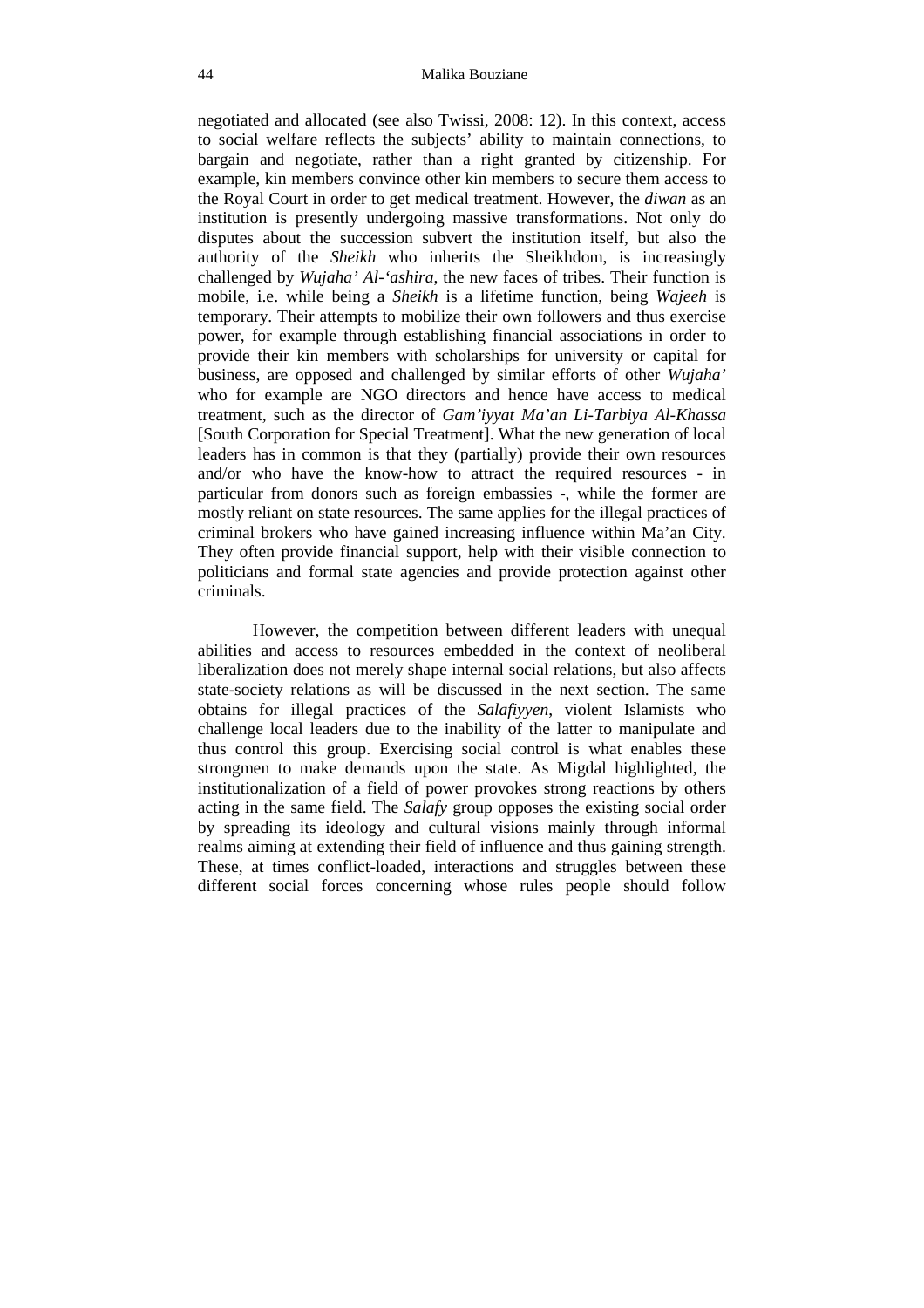negotiated and allocated (see also Twissi, 2008: 12). In this context, access to social welfare reflects the subjects' ability to maintain connections, to bargain and negotiate, rather than a right granted by citizenship. For example, kin members convince other kin members to secure them access to the Royal Court in order to get medical treatment. However, the *diwan* as an institution is presently undergoing massive transformations. Not only do disputes about the succession subvert the institution itself, but also the authority of the *Sheikh* who inherits the Sheikhdom, is increasingly challenged by *Wujaha' Al-'ashira*, the new faces of tribes. Their function is mobile, i.e. while being a *Sheikh* is a lifetime function, being *Wajeeh* is temporary. Their attempts to mobilize their own followers and thus exercise power, for example through establishing financial associations in order to provide their kin members with scholarships for university or capital for business, are opposed and challenged by similar efforts of other *Wujaha'* who for example are NGO directors and hence have access to medical treatment, such as the director of *Gam'iyyat Ma'an Li-Tarbiya Al-Khassa* [South Corporation for Special Treatment]. What the new generation of local leaders has in common is that they (partially) provide their own resources and/or who have the know-how to attract the required resources - in particular from donors such as foreign embassies -, while the former are mostly reliant on state resources. The same applies for the illegal practices of criminal brokers who have gained increasing influence within Ma'an City. They often provide financial support, help with their visible connection to politicians and formal state agencies and provide protection against other criminals.

However, the competition between different leaders with unequal abilities and access to resources embedded in the context of neoliberal liberalization does not merely shape internal social relations, but also affects state-society relations as will be discussed in the next section. The same obtains for illegal practices of the *Salafiyyen*, violent Islamists who challenge local leaders due to the inability of the latter to manipulate and thus control this group. Exercising social control is what enables these strongmen to make demands upon the state. As Migdal highlighted, the institutionalization of a field of power provokes strong reactions by others acting in the same field. The *Salafy* group opposes the existing social order by spreading its ideology and cultural visions mainly through informal realms aiming at extending their field of influence and thus gaining strength. These, at times conflict-loaded, interactions and struggles between these different social forces concerning whose rules people should follow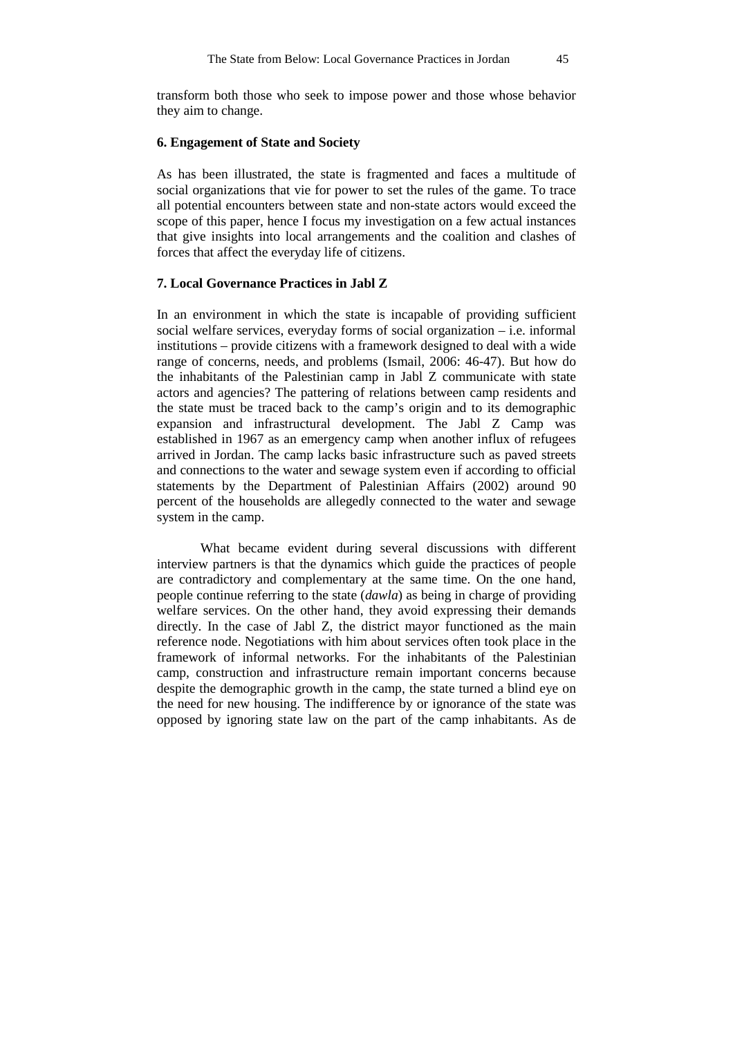transform both those who seek to impose power and those whose behavior they aim to change.

## 6. Engagement of State and Society

As has been illustrated, the state is fragmented and faces a multitude of social organizations that vie for power to set the rules of the game. To trace all potential encounters between state and non-state actors would exceed the scope of this paper, hence I focus my investigation on a few actual instances that give insights into local arrangements and the coalition and clashes of forces that affect the everyday life of citizens.

## 7. Local Governance Practices in Jabl Z

In an environment in which the state is incapable of providing sufficient social welfare services, everyday forms of social organization – i.e. informal institutions – provide citizens with a framework designed to deal with a wide range of concerns, needs, and problems (Ismail, 2006: 46-47). But how do the inhabitants of the Palestinian camp in Jabl Z communicate with state actors and agencies? The pattering of relations between camp residents and the state must be traced back to the camp's origin and to its demographic expansion and infrastructural development. The Jabl Z Camp was established in 1967 as an emergency camp when another influx of refugees arrived in Jordan. The camp lacks basic infrastructure such as paved streets and connections to the water and sewage system even if according to official statements by the Department of Palestinian Affairs (2002) around 90 percent of the households are allegedly connected to the water and sewage system in the camp.

What became evident during several discussions with different interview partners is that the dynamics which guide the practices of people are contradictory and complementary at the same time. On the one hand, people continue referring to the state (*dawla*) as being in charge of providing welfare services. On the other hand, they avoid expressing their demands directly. In the case of Jabl Z, the district mayor functioned as the main reference node. Negotiations with him about services often took place in the framework of informal networks. For the inhabitants of the Palestinian camp, construction and infrastructure remain important concerns because despite the demographic growth in the camp, the state turned a blind eye on the need for new housing. The indifference by or ignorance of the state was opposed by ignoring state law on the part of the camp inhabitants. As de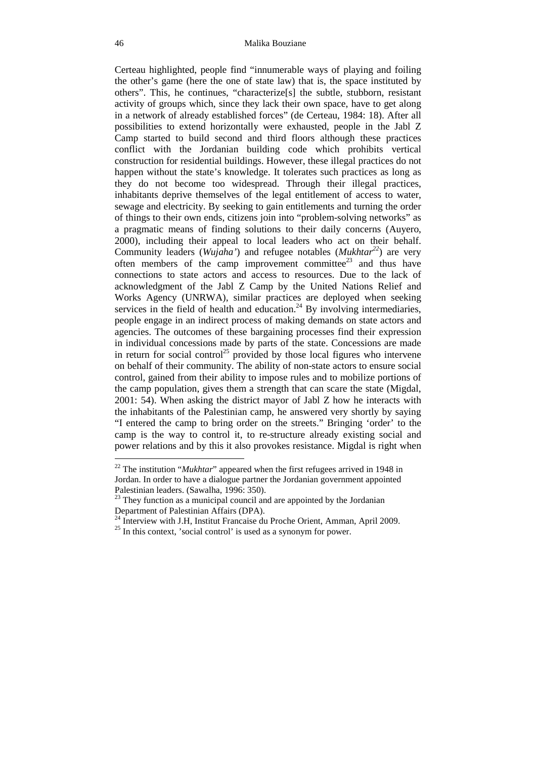Certeau highlighted, people find "innumerable ways of playing and foiling the other's game (here the one of state law) that is, the space instituted by others". This, he continues, "characterize[s] the subtle, stubborn, resistant activity of groups which, since they lack their own space, have to get along in a network of already established forces" (de Certeau, 1984: 18). After all possibilities to extend horizontally were exhausted, people in the Jabl Z Camp started to build second and third floors although these practices conflict with the Jordanian building code which prohibits vertical construction for residential buildings. However, these illegal practices do not happen without the state's knowledge. It tolerates such practices as long as they do not become too widespread. Through their illegal practices, inhabitants deprive themselves of the legal entitlement of access to water, sewage and electricity. By seeking to gain entitlements and turning the order of things to their own ends, citizens join into "problem-solving networks" as a pragmatic means of finding solutions to their daily concerns (Auyero, 2000), including their appeal to local leaders who act on their behalf. Community leaders (*Wujaha'*) and refugee notables (*Mukhtar*[22]) are very often members of the camp improvement committee[23] and thus have connections to state actors and access to resources. Due to the lack of acknowledgment of the Jabl Z Camp by the United Nations Relief and Works Agency (UNRWA), similar practices are deployed when seeking services in the field of health and education.[24] By involving intermediaries, people engage in an indirect process of making demands on state actors and agencies. The outcomes of these bargaining processes find their expression in individual concessions made by parts of the state. Concessions are made in return for social control[25] provided by those local figures who intervene on behalf of their community. The ability of non-state actors to ensure social control, gained from their ability to impose rules and to mobilize portions of the camp population, gives them a strength that can scare the state (Migdal, 2001: 54). When asking the district mayor of Jabl Z how he interacts with the inhabitants of the Palestinian camp, he answered very shortly by saying "I entered the camp to bring order on the streets." Bringing 'order' to the camp is the way to control it, to re-structure already existing social and power relations and by this it also provokes resistance. Migdal is right when

---

[22] The institution "*Mukhtar*" appeared when the first refugees arrived in 1948 in Jordan. In order to have a dialogue partner the Jordanian government appointed Palestinian leaders. (Sawalha, 1996: 350).

[23] They function as a municipal council and are appointed by the Jordanian Department of Palestinian Affairs (DPA).

[24] Interview with J.H, Institut Francaise du Proche Orient, Amman, April 2009.

[25] In this context, 'social control' is used as a synonym for power.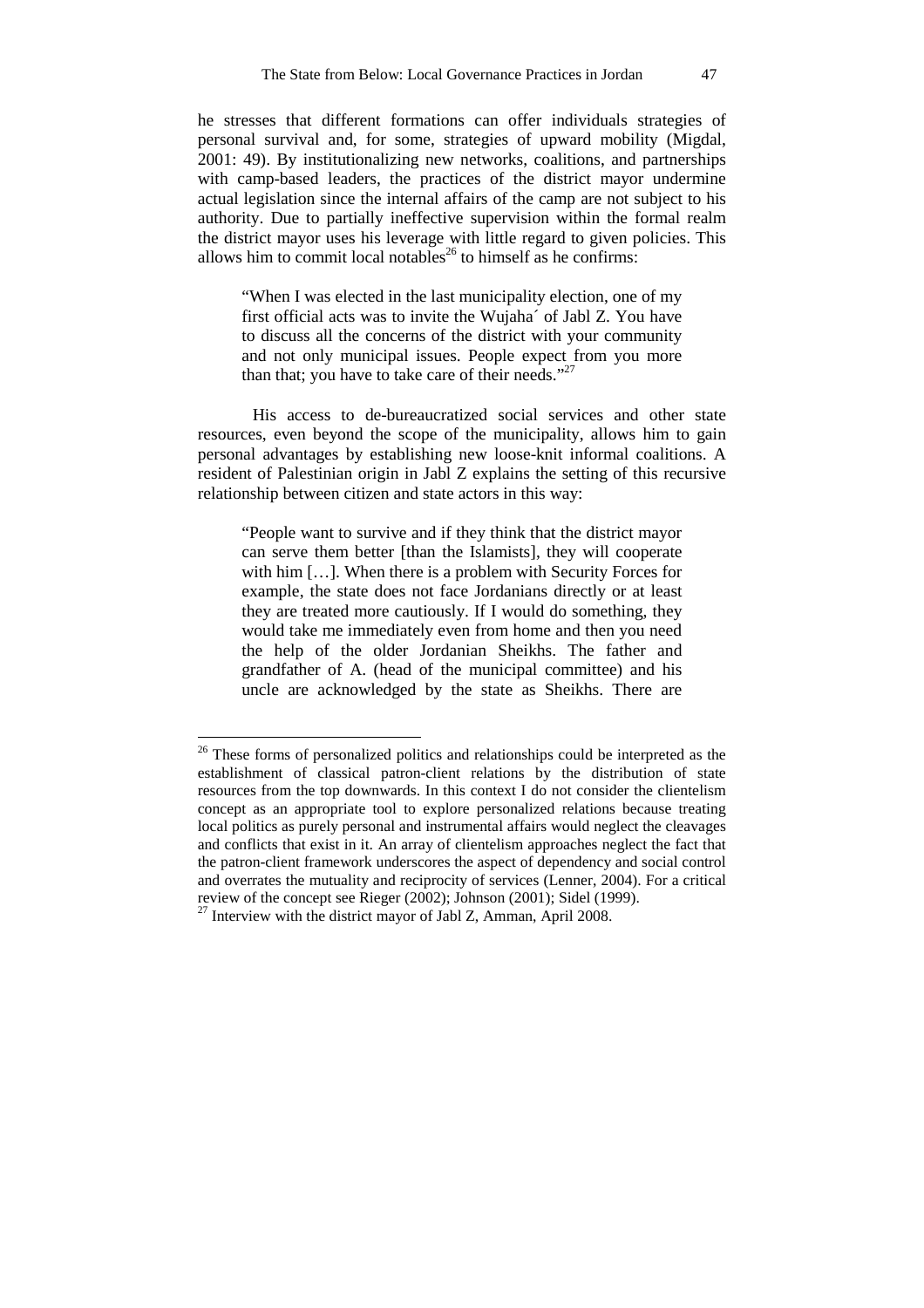he stresses that different formations can offer individuals strategies of personal survival and, for some, strategies of upward mobility (Migdal, 2001: 49). By institutionalizing new networks, coalitions, and partnerships with camp-based leaders, the practices of the district mayor undermine actual legislation since the internal affairs of the camp are not subject to his authority. Due to partially ineffective supervision within the formal realm the district mayor uses his leverage with little regard to given policies. This allows him to commit local notables[26] to himself as he confirms:

> "When I was elected in the last municipality election, one of my first official acts was to invite the Wujaha´ of Jabl Z. You have to discuss all the concerns of the district with your community and not only municipal issues. People expect from you more than that; you have to take care of their needs."[27]

His access to de-bureaucratized social services and other state resources, even beyond the scope of the municipality, allows him to gain personal advantages by establishing new loose-knit informal coalitions. A resident of Palestinian origin in Jabl Z explains the setting of this recursive relationship between citizen and state actors in this way:

> "People want to survive and if they think that the district mayor can serve them better [than the Islamists], they will cooperate with him […]. When there is a problem with Security Forces for example, the state does not face Jordanians directly or at least they are treated more cautiously. If I would do something, they would take me immediately even from home and then you need the help of the older Jordanian Sheikhs. The father and grandfather of A. (head of the municipal committee) and his uncle are acknowledged by the state as Sheikhs. There are

---

[26] These forms of personalized politics and relationships could be interpreted as the establishment of classical patron-client relations by the distribution of state resources from the top downwards. In this context I do not consider the clientelism concept as an appropriate tool to explore personalized relations because treating local politics as purely personal and instrumental affairs would neglect the cleavages and conflicts that exist in it. An array of clientelism approaches neglect the fact that the patron-client framework underscores the aspect of dependency and social control and overrates the mutuality and reciprocity of services (Lenner, 2004). For a critical review of the concept see Rieger (2002); Johnson (2001); Sidel (1999).

[27] Interview with the district mayor of Jabl Z, Amman, April 2008.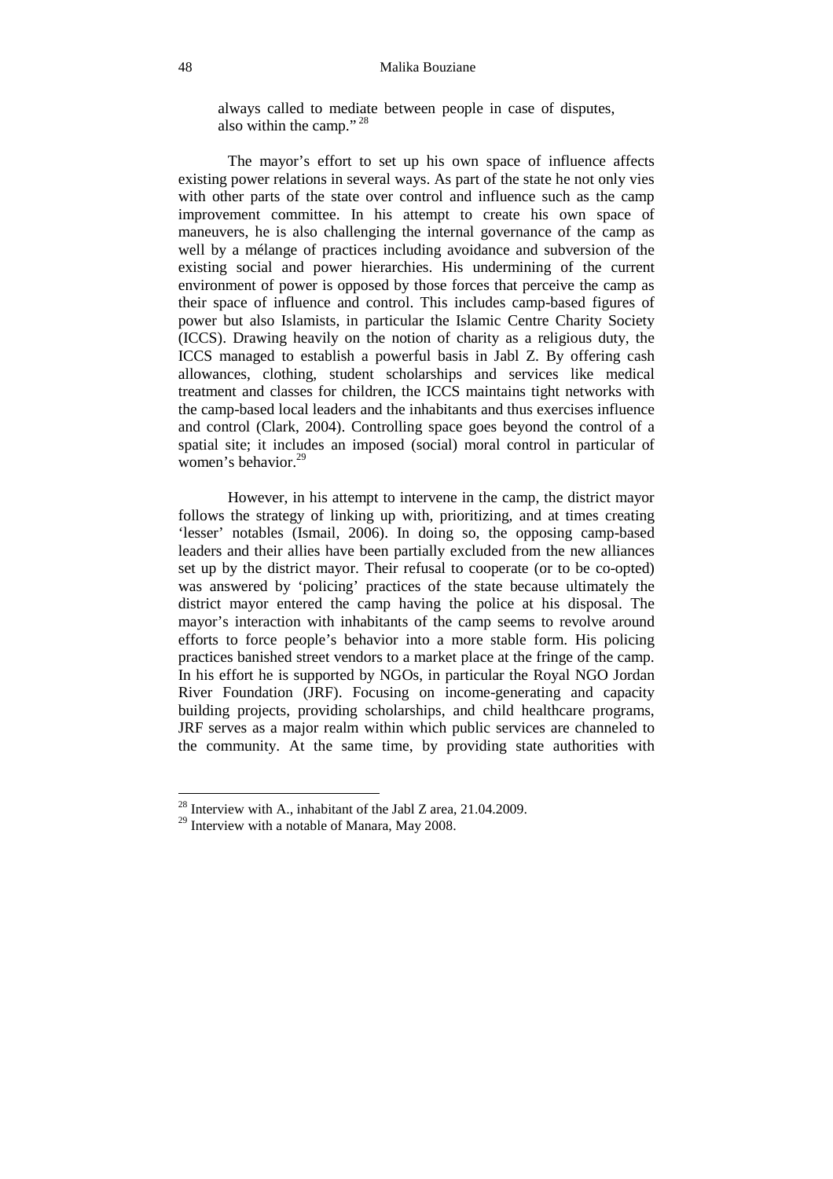> always called to mediate between people in case of disputes, also within the camp."[28]

The mayor's effort to set up his own space of influence affects existing power relations in several ways. As part of the state he not only vies with other parts of the state over control and influence such as the camp improvement committee. In his attempt to create his own space of maneuvers, he is also challenging the internal governance of the camp as well by a mélange of practices including avoidance and subversion of the existing social and power hierarchies. His undermining of the current environment of power is opposed by those forces that perceive the camp as their space of influence and control. This includes camp-based figures of power but also Islamists, in particular the Islamic Centre Charity Society (ICCS). Drawing heavily on the notion of charity as a religious duty, the ICCS managed to establish a powerful basis in Jabl Z. By offering cash allowances, clothing, student scholarships and services like medical treatment and classes for children, the ICCS maintains tight networks with the camp-based local leaders and the inhabitants and thus exercises influence and control (Clark, 2004). Controlling space goes beyond the control of a spatial site; it includes an imposed (social) moral control in particular of women's behavior.[29]

However, in his attempt to intervene in the camp, the district mayor follows the strategy of linking up with, prioritizing, and at times creating 'lesser' notables (Ismail, 2006). In doing so, the opposing camp-based leaders and their allies have been partially excluded from the new alliances set up by the district mayor. Their refusal to cooperate (or to be co-opted) was answered by 'policing' practices of the state because ultimately the district mayor entered the camp having the police at his disposal. The mayor's interaction with inhabitants of the camp seems to revolve around efforts to force people's behavior into a more stable form. His policing practices banished street vendors to a market place at the fringe of the camp. In his effort he is supported by NGOs, in particular the Royal NGO Jordan River Foundation (JRF). Focusing on income-generating and capacity building projects, providing scholarships, and child healthcare programs, JRF serves as a major realm within which public services are channeled to the community. At the same time, by providing state authorities with

---

[28] Interview with A., inhabitant of the Jabl Z area, 21.04.2009.

[29] Interview with a notable of Manara, May 2008.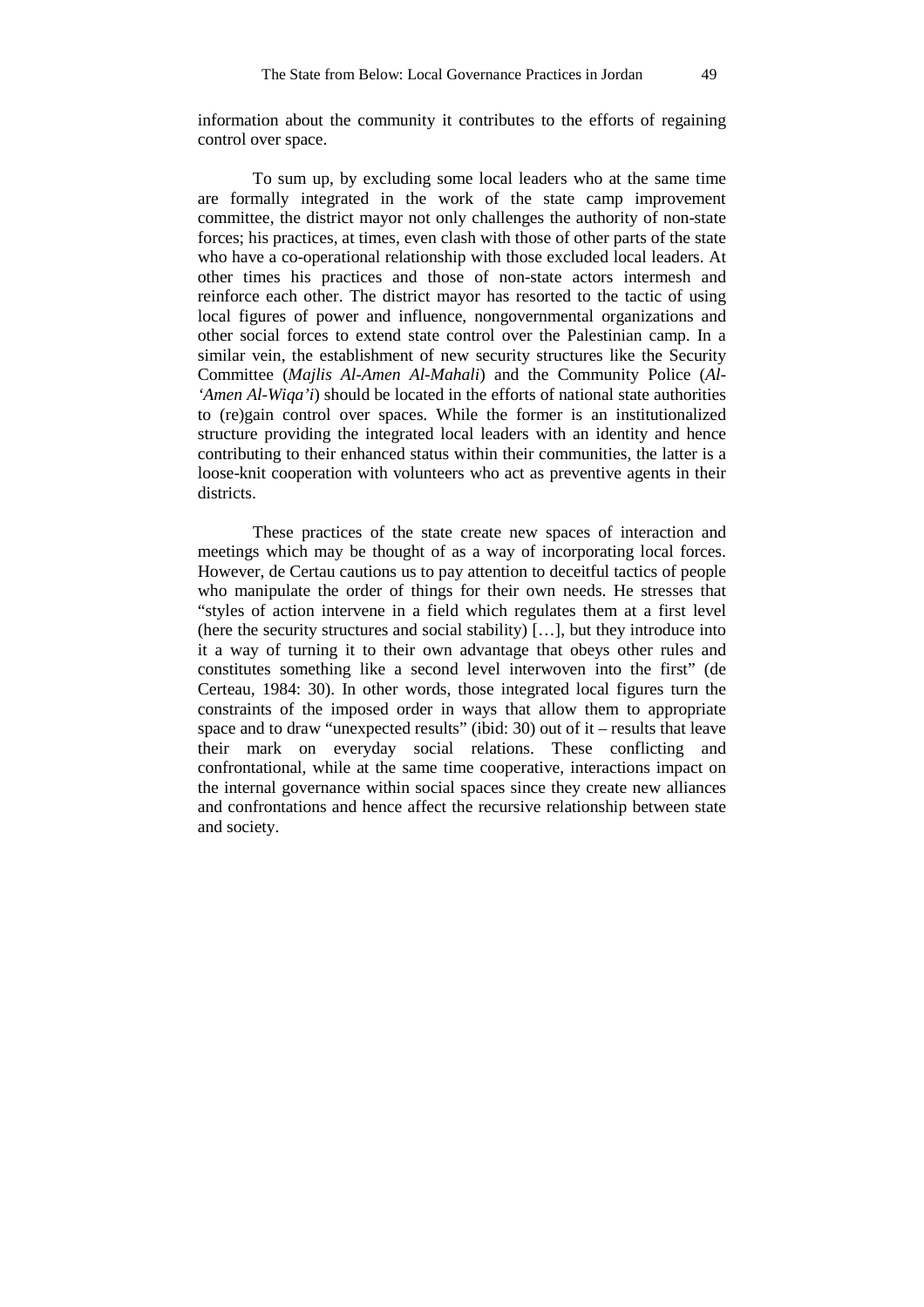information about the community it contributes to the efforts of regaining control over space.

To sum up, by excluding some local leaders who at the same time are formally integrated in the work of the state camp improvement committee, the district mayor not only challenges the authority of non-state forces; his practices, at times, even clash with those of other parts of the state who have a co-operational relationship with those excluded local leaders. At other times his practices and those of non-state actors intermesh and reinforce each other. The district mayor has resorted to the tactic of using local figures of power and influence, nongovernmental organizations and other social forces to extend state control over the Palestinian camp. In a similar vein, the establishment of new security structures like the Security Committee (*Majlis Al-Amen Al-Mahali*) and the Community Police (*Al-'Amen Al-Wiqa'i*) should be located in the efforts of national state authorities to (re)gain control over spaces. While the former is an institutionalized structure providing the integrated local leaders with an identity and hence contributing to their enhanced status within their communities, the latter is a loose-knit cooperation with volunteers who act as preventive agents in their districts.

These practices of the state create new spaces of interaction and meetings which may be thought of as a way of incorporating local forces. However, de Certau cautions us to pay attention to deceitful tactics of people who manipulate the order of things for their own needs. He stresses that "styles of action intervene in a field which regulates them at a first level (here the security structures and social stability) […], but they introduce into it a way of turning it to their own advantage that obeys other rules and constitutes something like a second level interwoven into the first" (de Certeau, 1984: 30). In other words, those integrated local figures turn the constraints of the imposed order in ways that allow them to appropriate space and to draw "unexpected results" (ibid: 30) out of it – results that leave their mark on everyday social relations. These conflicting and confrontational, while at the same time cooperative, interactions impact on the internal governance within social spaces since they create new alliances and confrontations and hence affect the recursive relationship between state and society.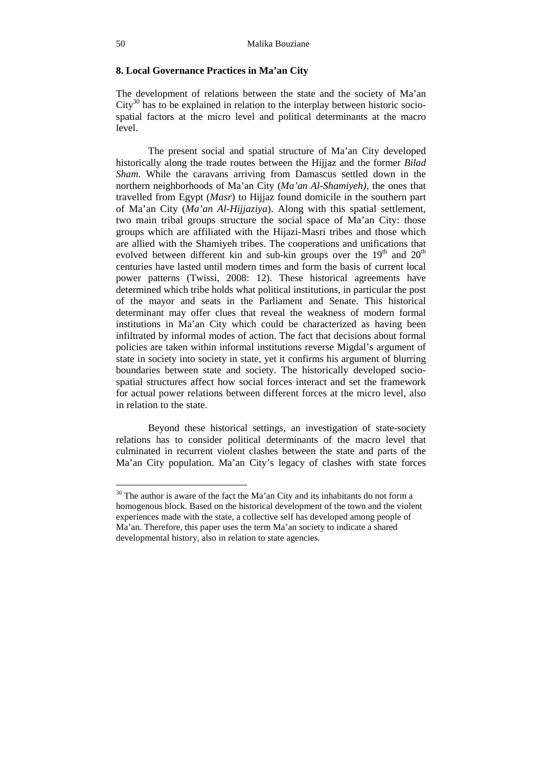## 8. Local Governance Practices in Ma'an City

The development of relations between the state and the society of Ma'an City[30] has to be explained in relation to the interplay between historic socio-spatial factors at the micro level and political determinants at the macro level.

The present social and spatial structure of Ma'an City developed historically along the trade routes between the Hijjaz and the former *Bilad Sham*. While the caravans arriving from Damascus settled down in the northern neighborhoods of Ma'an City (*Ma'an Al-Shamiyeh)*, the ones that travelled from Egypt (*Masr*) to Hijjaz found domicile in the southern part of Ma'an City (*Ma'an Al-Hijjaziya*). Along with this spatial settlement, two main tribal groups structure the social space of Ma'an City: those groups which are affiliated with the Hijazi-Masri tribes and those which are allied with the Shamiyeh tribes. The cooperations and unifications that evolved between different kin and sub-kin groups over the 19th and 20th centuries have lasted until modern times and form the basis of current local power patterns (Twissi, 2008: 12). These historical agreements have determined which tribe holds what political institutions, in particular the post of the mayor and seats in the Parliament and Senate. This historical determinant may offer clues that reveal the weakness of modern formal institutions in Ma'an City which could be characterized as having been infiltrated by informal modes of action. The fact that decisions about formal policies are taken within informal institutions reverse Migdal's argument of state in society into society in state, yet it confirms his argument of blurring boundaries between state and society. The historically developed socio-spatial structures affect how social forces interact and set the framework for actual power relations between different forces at the micro level, also in relation to the state.

Beyond these historical settings, an investigation of state-society relations has to consider political determinants of the macro level that culminated in recurrent violent clashes between the state and parts of the Ma'an City population. Ma'an City's legacy of clashes with state forces

[30] The author is aware of the fact the Ma'an City and its inhabitants do not form a homogenous block. Based on the historical development of the town and the violent experiences made with the state, a collective self has developed among people of Ma'an. Therefore, this paper uses the term Ma'an society to indicate a shared developmental history, also in relation to state agencies.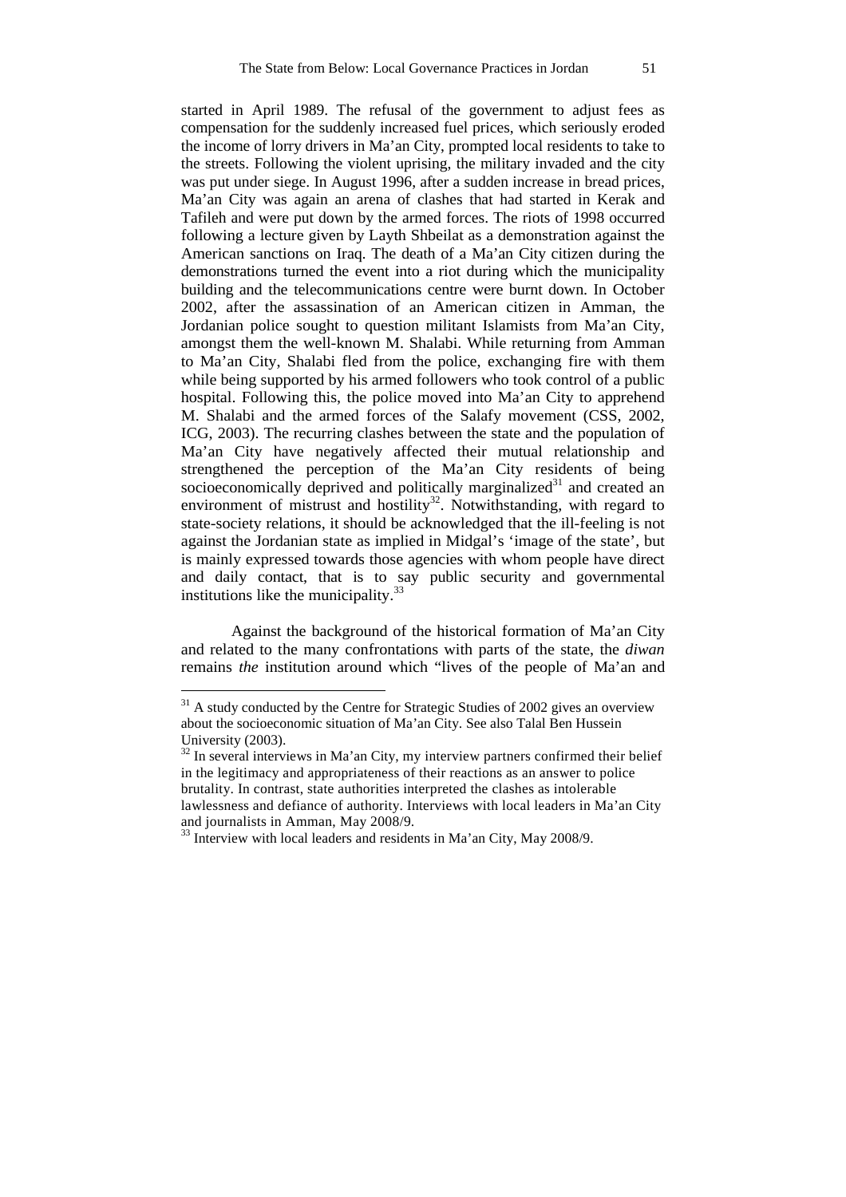started in April 1989. The refusal of the government to adjust fees as compensation for the suddenly increased fuel prices, which seriously eroded the income of lorry drivers in Ma'an City, prompted local residents to take to the streets. Following the violent uprising, the military invaded and the city was put under siege. In August 1996, after a sudden increase in bread prices, Ma'an City was again an arena of clashes that had started in Kerak and Tafileh and were put down by the armed forces. The riots of 1998 occurred following a lecture given by Layth Shbeilat as a demonstration against the American sanctions on Iraq. The death of a Ma'an City citizen during the demonstrations turned the event into a riot during which the municipality building and the telecommunications centre were burnt down. In October 2002, after the assassination of an American citizen in Amman, the Jordanian police sought to question militant Islamists from Ma'an City, amongst them the well-known M. Shalabi. While returning from Amman to Ma'an City, Shalabi fled from the police, exchanging fire with them while being supported by his armed followers who took control of a public hospital. Following this, the police moved into Ma'an City to apprehend M. Shalabi and the armed forces of the Salafy movement (CSS, 2002, ICG, 2003). The recurring clashes between the state and the population of Ma'an City have negatively affected their mutual relationship and strengthened the perception of the Ma'an City residents of being socioeconomically deprived and politically marginalized[31] and created an environment of mistrust and hostility[32]. Notwithstanding, with regard to state-society relations, it should be acknowledged that the ill-feeling is not against the Jordanian state as implied in Midgal's 'image of the state', but is mainly expressed towards those agencies with whom people have direct and daily contact, that is to say public security and governmental institutions like the municipality.[33]

Against the background of the historical formation of Ma'an City and related to the many confrontations with parts of the state, the *diwan* remains *the* institution around which "lives of the people of Ma'an and

---

[31] A study conducted by the Centre for Strategic Studies of 2002 gives an overview about the socioeconomic situation of Ma'an City. See also Talal Ben Hussein University (2003).

[32] In several interviews in Ma'an City, my interview partners confirmed their belief in the legitimacy and appropriateness of their reactions as an answer to police brutality. In contrast, state authorities interpreted the clashes as intolerable lawlessness and defiance of authority. Interviews with local leaders in Ma'an City and journalists in Amman, May 2008/9.

[33] Interview with local leaders and residents in Ma'an City, May 2008/9.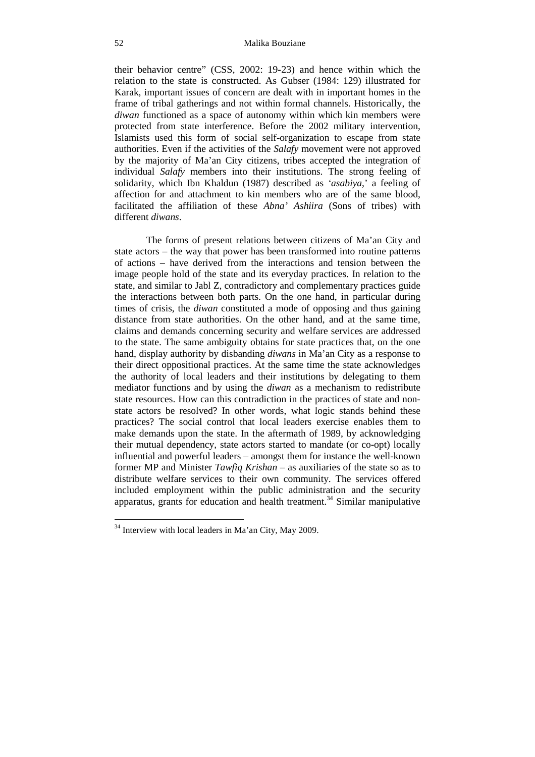their behavior centre" (CSS, 2002: 19-23) and hence within which the relation to the state is constructed. As Gubser (1984: 129) illustrated for Karak, important issues of concern are dealt with in important homes in the frame of tribal gatherings and not within formal channels. Historically, the *diwan* functioned as a space of autonomy within which kin members were protected from state interference. Before the 2002 military intervention, Islamists used this form of social self-organization to escape from state authorities. Even if the activities of the *Salafy* movement were not approved by the majority of Ma'an City citizens, tribes accepted the integration of individual *Salafy* members into their institutions. The strong feeling of solidarity, which Ibn Khaldun (1987) described as *'asabiya*,' a feeling of affection for and attachment to kin members who are of the same blood, facilitated the affiliation of these *Abna' Ashiira* (Sons of tribes) with different *diwans*.

The forms of present relations between citizens of Ma'an City and state actors – the way that power has been transformed into routine patterns of actions – have derived from the interactions and tension between the image people hold of the state and its everyday practices. In relation to the state, and similar to Jabl Z, contradictory and complementary practices guide the interactions between both parts. On the one hand, in particular during times of crisis, the *diwan* constituted a mode of opposing and thus gaining distance from state authorities. On the other hand, and at the same time, claims and demands concerning security and welfare services are addressed to the state. The same ambiguity obtains for state practices that, on the one hand, display authority by disbanding *diwans* in Ma'an City as a response to their direct oppositional practices. At the same time the state acknowledges the authority of local leaders and their institutions by delegating to them mediator functions and by using the *diwan* as a mechanism to redistribute state resources. How can this contradiction in the practices of state and non-state actors be resolved? In other words, what logic stands behind these practices? The social control that local leaders exercise enables them to make demands upon the state. In the aftermath of 1989, by acknowledging their mutual dependency, state actors started to mandate (or co-opt) locally influential and powerful leaders – amongst them for instance the well-known former MP and Minister *Tawfiq Krishan* – as auxiliaries of the state so as to distribute welfare services to their own community. The services offered included employment within the public administration and the security apparatus, grants for education and health treatment.[34] Similar manipulative

[34] Interview with local leaders in Ma'an City, May 2009.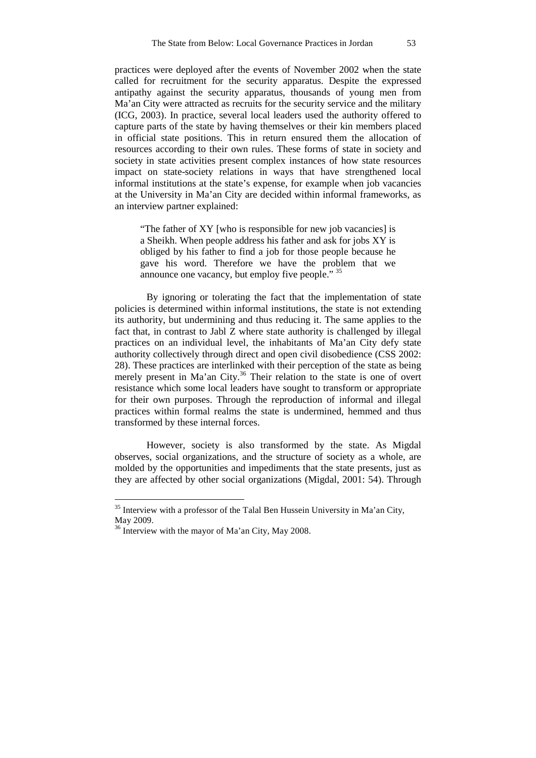practices were deployed after the events of November 2002 when the state called for recruitment for the security apparatus. Despite the expressed antipathy against the security apparatus, thousands of young men from Ma'an City were attracted as recruits for the security service and the military (ICG, 2003). In practice, several local leaders used the authority offered to capture parts of the state by having themselves or their kin members placed in official state positions. This in return ensured them the allocation of resources according to their own rules. These forms of state in society and society in state activities present complex instances of how state resources impact on state-society relations in ways that have strengthened local informal institutions at the state's expense, for example when job vacancies at the University in Ma'an City are decided within informal frameworks, as an interview partner explained:

> "The father of XY [who is responsible for new job vacancies] is a Sheikh. When people address his father and ask for jobs XY is obliged by his father to find a job for those people because he gave his word. Therefore we have the problem that we announce one vacancy, but employ five people." [35]

By ignoring or tolerating the fact that the implementation of state policies is determined within informal institutions, the state is not extending its authority, but undermining and thus reducing it. The same applies to the fact that, in contrast to Jabl Z where state authority is challenged by illegal practices on an individual level, the inhabitants of Ma'an City defy state authority collectively through direct and open civil disobedience (CSS 2002: 28). These practices are interlinked with their perception of the state as being merely present in Ma'an City.[36] Their relation to the state is one of overt resistance which some local leaders have sought to transform or appropriate for their own purposes. Through the reproduction of informal and illegal practices within formal realms the state is undermined, hemmed and thus transformed by these internal forces.

However, society is also transformed by the state. As Migdal observes, social organizations, and the structure of society as a whole, are molded by the opportunities and impediments that the state presents, just as they are affected by other social organizations (Migdal, 2001: 54). Through

---

[35] Interview with a professor of the Talal Ben Hussein University in Ma'an City, May 2009.

[36] Interview with the mayor of Ma'an City, May 2008.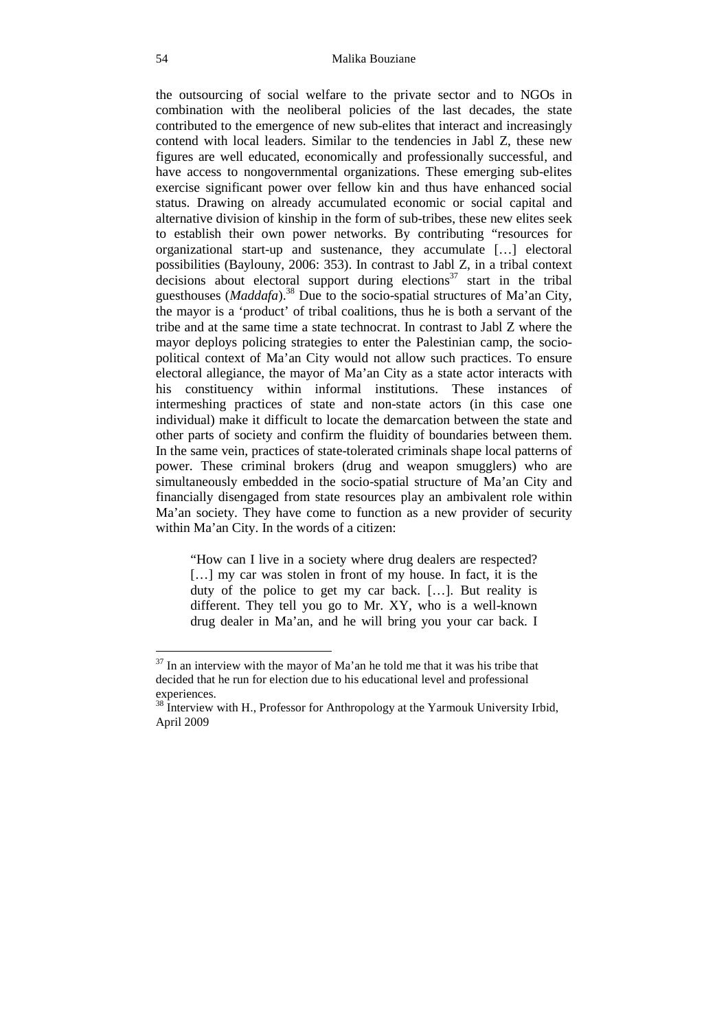the outsourcing of social welfare to the private sector and to NGOs in combination with the neoliberal policies of the last decades, the state contributed to the emergence of new sub-elites that interact and increasingly contend with local leaders. Similar to the tendencies in Jabl Z, these new figures are well educated, economically and professionally successful, and have access to nongovernmental organizations. These emerging sub-elites exercise significant power over fellow kin and thus have enhanced social status. Drawing on already accumulated economic or social capital and alternative division of kinship in the form of sub-tribes, these new elites seek to establish their own power networks. By contributing "resources for organizational start-up and sustenance, they accumulate […] electoral possibilities (Baylouny, 2006: 353). In contrast to Jabl Z, in a tribal context decisions about electoral support during elections[37] start in the tribal guesthouses (*Maddafa*).[38] Due to the socio-spatial structures of Ma'an City, the mayor is a 'product' of tribal coalitions, thus he is both a servant of the tribe and at the same time a state technocrat. In contrast to Jabl Z where the mayor deploys policing strategies to enter the Palestinian camp, the socio-political context of Ma'an City would not allow such practices. To ensure electoral allegiance, the mayor of Ma'an City as a state actor interacts with his constituency within informal institutions. These instances of intermeshing practices of state and non-state actors (in this case one individual) make it difficult to locate the demarcation between the state and other parts of society and confirm the fluidity of boundaries between them. In the same vein, practices of state-tolerated criminals shape local patterns of power. These criminal brokers (drug and weapon smugglers) who are simultaneously embedded in the socio-spatial structure of Ma'an City and financially disengaged from state resources play an ambivalent role within Ma'an society. They have come to function as a new provider of security within Ma'an City. In the words of a citizen:

> "How can I live in a society where drug dealers are respected? […] my car was stolen in front of my house. In fact, it is the duty of the police to get my car back. […]. But reality is different. They tell you go to Mr. XY, who is a well-known drug dealer in Ma'an, and he will bring you your car back. I

---

[37] In an interview with the mayor of Ma'an he told me that it was his tribe that decided that he run for election due to his educational level and professional experiences.

[38] Interview with H., Professor for Anthropology at the Yarmouk University Irbid, April 2009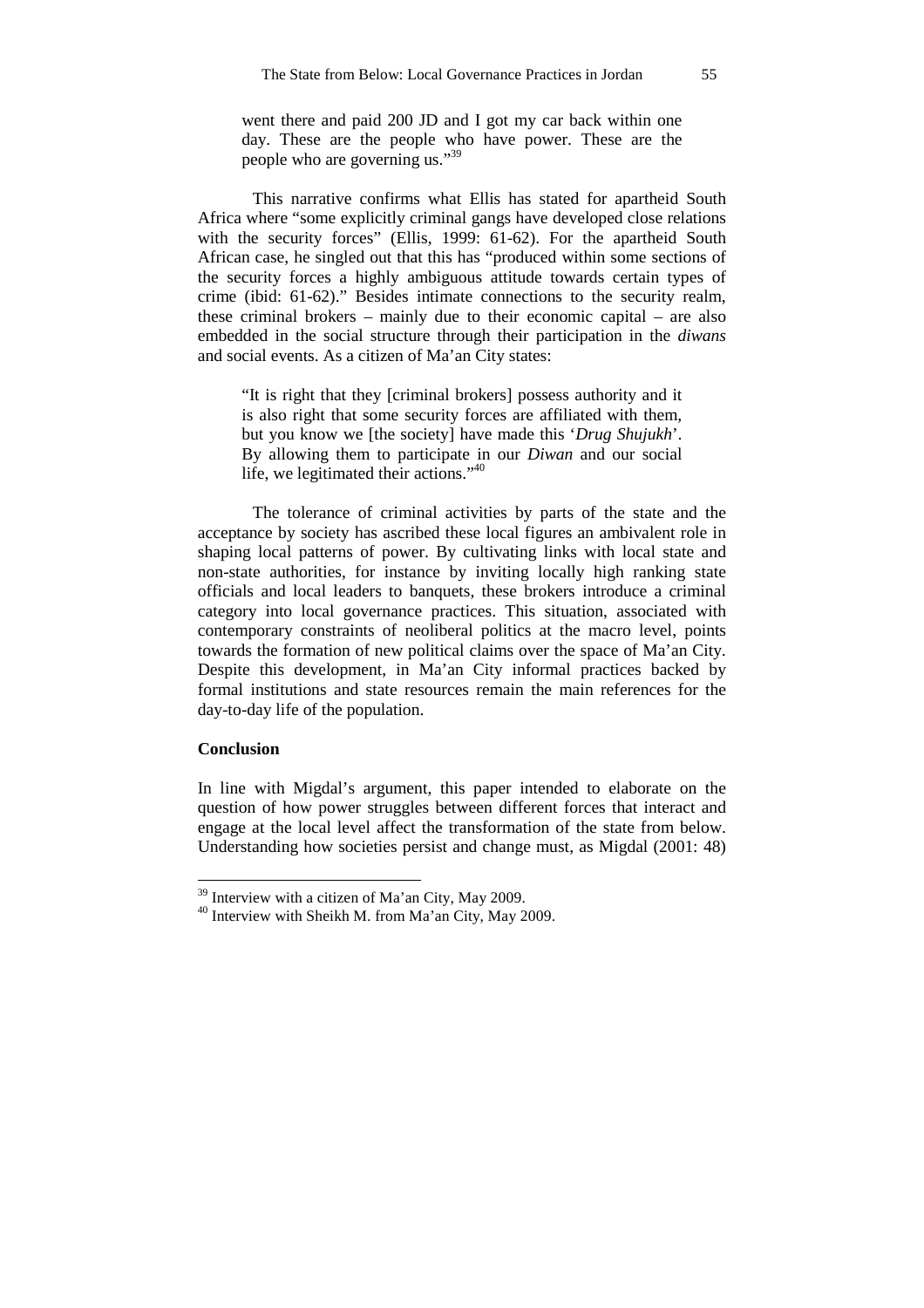> went there and paid 200 JD and I got my car back within one day. These are the people who have power. These are the people who are governing us."[39]

This narrative confirms what Ellis has stated for apartheid South Africa where "some explicitly criminal gangs have developed close relations with the security forces" (Ellis, 1999: 61-62). For the apartheid South African case, he singled out that this has "produced within some sections of the security forces a highly ambiguous attitude towards certain types of crime (ibid: 61-62)." Besides intimate connections to the security realm, these criminal brokers – mainly due to their economic capital – are also embedded in the social structure through their participation in the *diwans* and social events. As a citizen of Ma'an City states:

> "It is right that they [criminal brokers] possess authority and it is also right that some security forces are affiliated with them, but you know we [the society] have made this '*Drug Shujukh*'. By allowing them to participate in our *Diwan* and our social life, we legitimated their actions."[40]

The tolerance of criminal activities by parts of the state and the acceptance by society has ascribed these local figures an ambivalent role in shaping local patterns of power. By cultivating links with local state and non-state authorities, for instance by inviting locally high ranking state officials and local leaders to banquets, these brokers introduce a criminal category into local governance practices. This situation, associated with contemporary constraints of neoliberal politics at the macro level, points towards the formation of new political claims over the space of Ma'an City. Despite this development, in Ma'an City informal practices backed by formal institutions and state resources remain the main references for the day-to-day life of the population.

## Conclusion

In line with Migdal's argument, this paper intended to elaborate on the question of how power struggles between different forces that interact and engage at the local level affect the transformation of the state from below. Understanding how societies persist and change must, as Migdal (2001: 48)

---

[39] Interview with a citizen of Ma'an City, May 2009.

[40] Interview with Sheikh M. from Ma'an City, May 2009.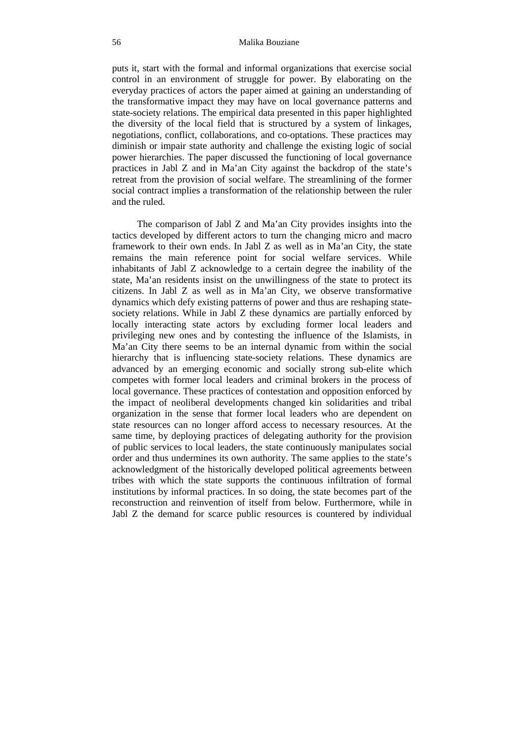puts it, start with the formal and informal organizations that exercise social control in an environment of struggle for power. By elaborating on the everyday practices of actors the paper aimed at gaining an understanding of the transformative impact they may have on local governance patterns and state-society relations. The empirical data presented in this paper highlighted the diversity of the local field that is structured by a system of linkages, negotiations, conflict, collaborations, and co-optations. These practices may diminish or impair state authority and challenge the existing logic of social power hierarchies. The paper discussed the functioning of local governance practices in Jabl Z and in Ma'an City against the backdrop of the state's retreat from the provision of social welfare. The streamlining of the former social contract implies a transformation of the relationship between the ruler and the ruled.

The comparison of Jabl Z and Ma'an City provides insights into the tactics developed by different actors to turn the changing micro and macro framework to their own ends. In Jabl Z as well as in Ma'an City, the state remains the main reference point for social welfare services. While inhabitants of Jabl Z acknowledge to a certain degree the inability of the state, Ma'an residents insist on the unwillingness of the state to protect its citizens. In Jabl Z as well as in Ma'an City, we observe transformative dynamics which defy existing patterns of power and thus are reshaping state-society relations. While in Jabl Z these dynamics are partially enforced by locally interacting state actors by excluding former local leaders and privileging new ones and by contesting the influence of the Islamists, in Ma'an City there seems to be an internal dynamic from within the social hierarchy that is influencing state-society relations. These dynamics are advanced by an emerging economic and socially strong sub-elite which competes with former local leaders and criminal brokers in the process of local governance. These practices of contestation and opposition enforced by the impact of neoliberal developments changed kin solidarities and tribal organization in the sense that former local leaders who are dependent on state resources can no longer afford access to necessary resources. At the same time, by deploying practices of delegating authority for the provision of public services to local leaders, the state continuously manipulates social order and thus undermines its own authority. The same applies to the state's acknowledgment of the historically developed political agreements between tribes with which the state supports the continuous infiltration of formal institutions by informal practices. In so doing, the state becomes part of the reconstruction and reinvention of itself from below. Furthermore, while in Jabl Z the demand for scarce public resources is countered by individual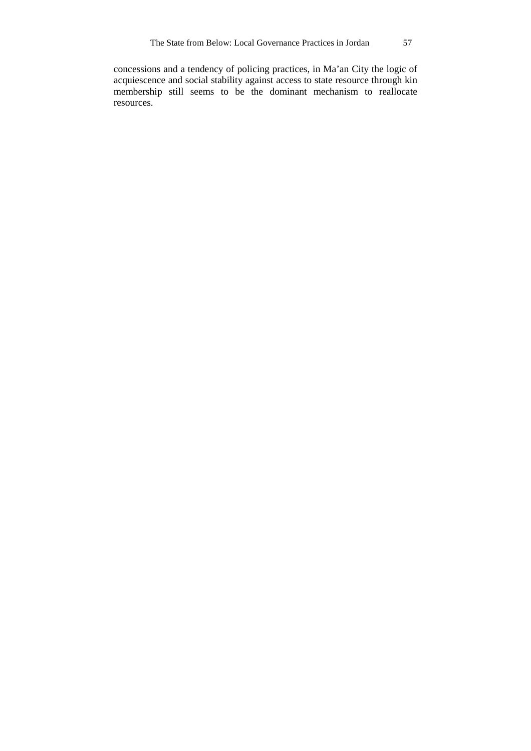concessions and a tendency of policing practices, in Ma'an City the logic of acquiescence and social stability against access to state resource through kin membership still seems to be the dominant mechanism to reallocate resources.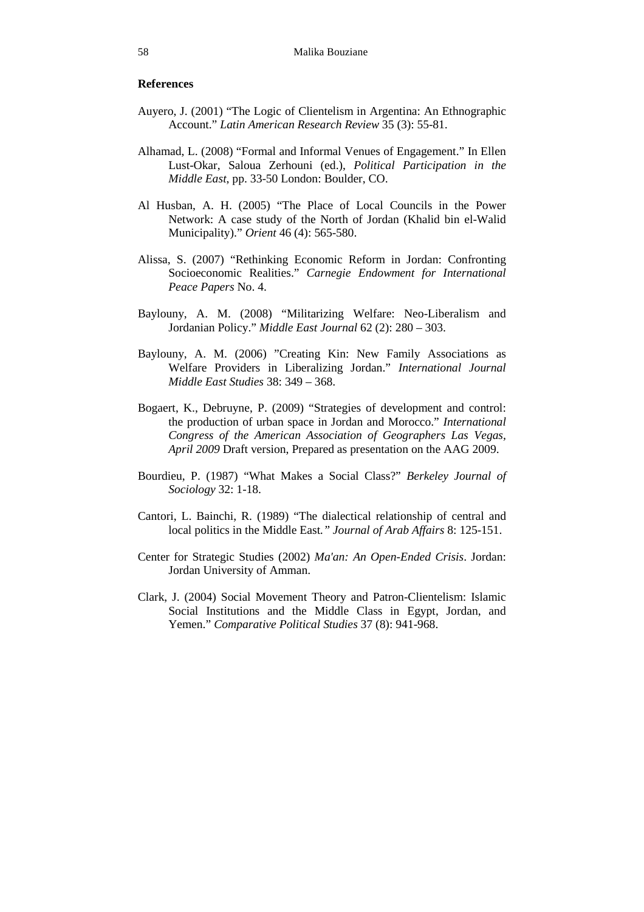### References

Auyero, J. (2001) "The Logic of Clientelism in Argentina: An Ethnographic Account." *Latin American Research Review* 35 (3): 55-81.

Alhamad, L. (2008) "Formal and Informal Venues of Engagement." In Ellen Lust-Okar, Saloua Zerhouni (ed.), *Political Participation in the Middle East*, pp. 33-50 London: Boulder, CO.

Al Husban, A. H. (2005) "The Place of Local Councils in the Power Network: A case study of the North of Jordan (Khalid bin el-Walid Municipality)." *Orient* 46 (4): 565-580.

Alissa, S. (2007) "Rethinking Economic Reform in Jordan: Confronting Socioeconomic Realities." *Carnegie Endowment for International Peace Papers* No. 4.

Baylouny, A. M. (2008) "Militarizing Welfare: Neo-Liberalism and Jordanian Policy." *Middle East Journal* 62 (2): 280 – 303.

Baylouny, A. M. (2006) "Creating Kin: New Family Associations as Welfare Providers in Liberalizing Jordan." *International Journal Middle East Studies* 38: 349 – 368.

Bogaert, K., Debruyne, P. (2009) "Strategies of development and control: the production of urban space in Jordan and Morocco." *International Congress of the American Association of Geographers Las Vegas, April 2009* Draft version, Prepared as presentation on the AAG 2009.

Bourdieu, P. (1987) "What Makes a Social Class?" *Berkeley Journal of Sociology* 32: 1-18.

Cantori, L. Bainchi, R. (1989) "The dialectical relationship of central and local politics in the Middle East." *Journal of Arab Affairs* 8: 125-151.

Center for Strategic Studies (2002) *Ma'an: An Open-Ended Crisis*. Jordan: Jordan University of Amman.

Clark, J. (2004) Social Movement Theory and Patron-Clientelism: Islamic Social Institutions and the Middle Class in Egypt, Jordan, and Yemen." *Comparative Political Studies* 37 (8): 941-968.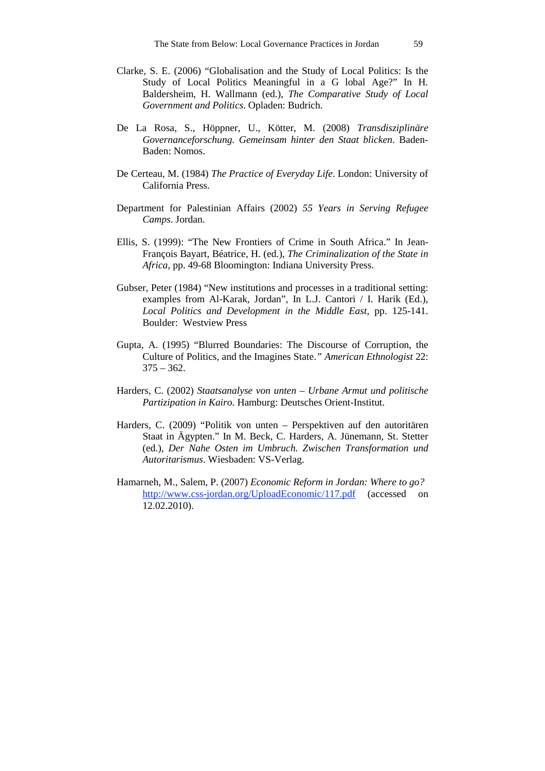Clarke, S. E. (2006) "Globalisation and the Study of Local Politics: Is the Study of Local Politics Meaningful in a G lobal Age?" In H. Baldersheim, H. Wallmann (ed.), *The Comparative Study of Local Government and Politics*. Opladen: Budrich.

De La Rosa, S., Höppner, U., Kötter, M. (2008) *Transdisziplinäre Governanceforschung. Gemeinsam hinter den Staat blicken*. Baden-Baden: Nomos.

De Certeau, M. (1984) *The Practice of Everyday Life*. London: University of California Press.

Department for Palestinian Affairs (2002) *55 Years in Serving Refugee Camps*. Jordan.

Ellis, S. (1999): "The New Frontiers of Crime in South Africa." In Jean-François Bayart, Béatrice, H. (ed.), *The Criminalization of the State in Africa*, pp. 49-68 Bloomington: Indiana University Press.

Gubser, Peter (1984) "New institutions and processes in a traditional setting: examples from Al-Karak, Jordan", In L.J. Cantori / I. Harik (Ed.), *Local Politics and Development in the Middle East*, pp. 125-141. Boulder: Westview Press

Gupta, A. (1995) "Blurred Boundaries: The Discourse of Corruption, the Culture of Politics, and the Imagines State.*" American Ethnologist* 22: 375 – 362.

Harders, C. (2002) *Staatsanalyse von unten – Urbane Armut und politische Partizipation in Kairo*. Hamburg: Deutsches Orient-Institut.

Harders, C. (2009) "Politik von unten – Perspektiven auf den autoritären Staat in Ägypten." In M. Beck, C. Harders, A. Jünemann, St. Stetter (ed.), *Der Nahe Osten im Umbruch. Zwischen Transformation und Autoritarismus*. Wiesbaden: VS-Verlag.

Hamarneh, M., Salem, P. (2007) *Economic Reform in Jordan: Where to go?* http://www.css-jordan.org/UploadEconomic/117.pdf (accessed on 12.02.2010).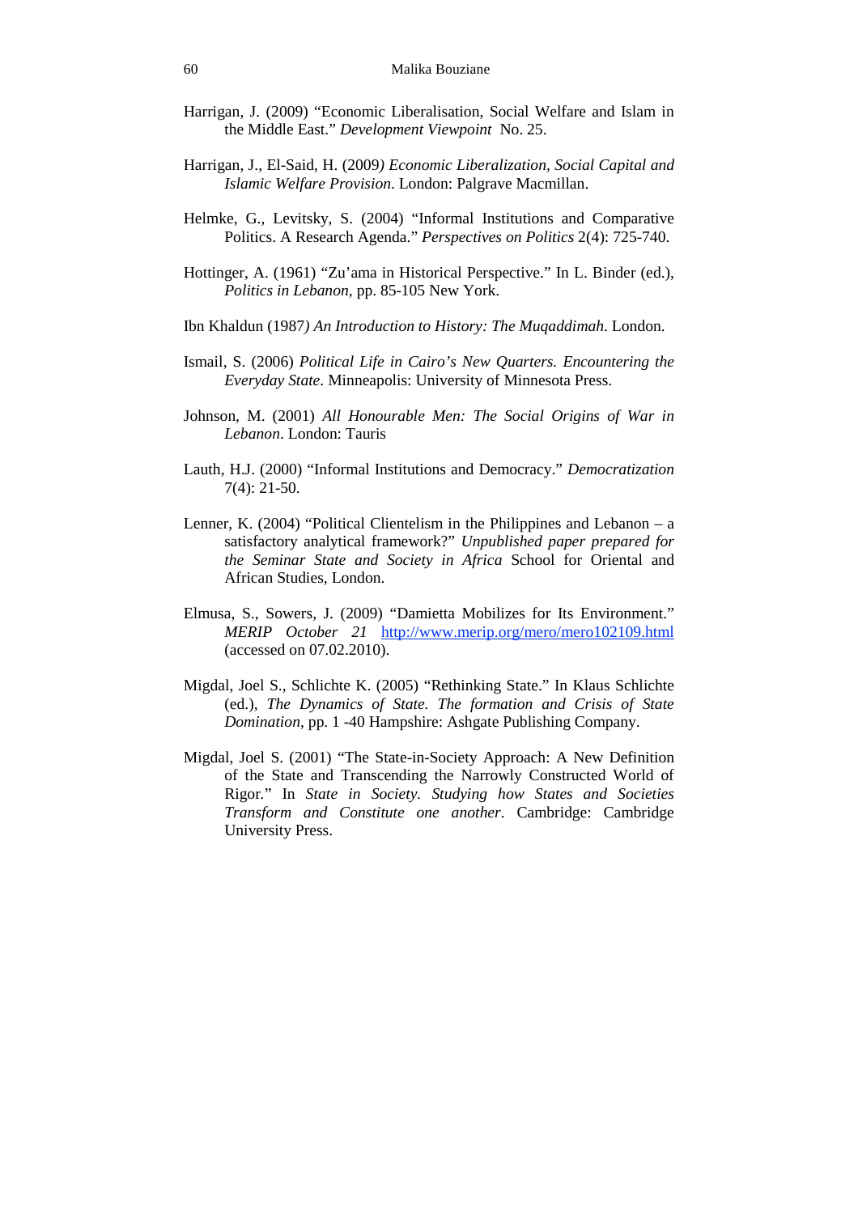Harrigan, J. (2009) “Economic Liberalisation, Social Welfare and Islam in the Middle East.” *Development Viewpoint* No. 25.

Harrigan, J., El-Said, H. (2009*) Economic Liberalization, Social Capital and Islamic Welfare Provision*. London: Palgrave Macmillan.

Helmke, G., Levitsky, S. (2004) “Informal Institutions and Comparative Politics. A Research Agenda.” *Perspectives on Politics* 2(4): 725-740.

Hottinger, A. (1961) “Zu’ama in Historical Perspective.” In L. Binder (ed.), *Politics in Lebanon*, pp. 85-105 New York.

Ibn Khaldun (1987*) An Introduction to History: The Muqaddimah*. London.

Ismail, S. (2006) *Political Life in Cairo’s New Quarters. Encountering the Everyday State*. Minneapolis: University of Minnesota Press.

Johnson, M. (2001) *All Honourable Men: The Social Origins of War in Lebanon*. London: Tauris

Lauth, H.J. (2000) “Informal Institutions and Democracy.” *Democratization* 7(4): 21-50.

Lenner, K. (2004) “Political Clientelism in the Philippines and Lebanon – a satisfactory analytical framework?” *Unpublished paper prepared for the Seminar State and Society in Africa* School for Oriental and African Studies, London.

Elmusa, S., Sowers, J. (2009) “Damietta Mobilizes for Its Environment.” *MERIP October 21* http://www.merip.org/mero/mero102109.html (accessed on 07.02.2010).

Migdal, Joel S., Schlichte K. (2005) “Rethinking State.” In Klaus Schlichte (ed.), *The Dynamics of State. The formation and Crisis of State Domination*, pp. 1 -40 Hampshire: Ashgate Publishing Company.

Migdal, Joel S. (2001) “The State-in-Society Approach: A New Definition of the State and Transcending the Narrowly Constructed World of Rigor.” In *State in Society. Studying how States and Societies Transform and Constitute one another*. Cambridge: Cambridge University Press.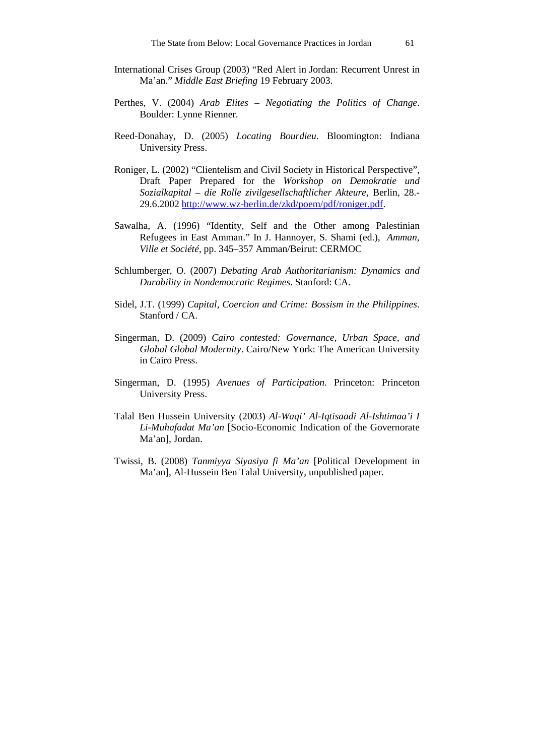International Crises Group (2003) “Red Alert in Jordan: Recurrent Unrest in Ma’an.” *Middle East Briefing* 19 February 2003.

Perthes, V. (2004) *Arab Elites – Negotiating the Politics of Change*. Boulder: Lynne Rienner.

Reed-Donahay, D. (2005) *Locating Bourdieu*. Bloomington: Indiana University Press.

Roniger, L. (2002) “Clientelism and Civil Society in Historical Perspective”, Draft Paper Prepared for the *Workshop on Demokratie und Sozialkapital – die Rolle zivilgesellschaftlicher Akteure*, Berlin, 28.-29.6.2002 http://www.wz-berlin.de/zkd/poem/pdf/roniger.pdf.

Sawalha, A. (1996) “Identity, Self and the Other among Palestinian Refugees in East Amman.” In J. Hannoyer, S. Shami (ed.), *Amman, Ville et Société*, pp. 345–357 Amman/Beirut: CERMOC

Schlumberger, O. (2007) *Debating Arab Authoritarianism: Dynamics and Durability in Nondemocratic Regimes*. Stanford: CA.

Sidel, J.T. (1999) *Capital, Coercion and Crime: Bossism in the Philippines*. Stanford / CA.

Singerman, D. (2009) *Cairo contested: Governance, Urban Space, and Global Global Modernity*. Cairo/New York: The American University in Cairo Press.

Singerman, D. (1995) *Avenues of Participation*. Princeton: Princeton University Press.

Talal Ben Hussein University (2003) *Al-Waqi’ Al-Iqtisaadi Al-Ishtimaa’i I Li-Muhafadat Ma’an* [Socio-Economic Indication of the Governorate Ma’an], Jordan.

Twissi, B. (2008) *Tanmiyya Siyasiya fi Ma’an* [Political Development in Ma’an], Al-Hussein Ben Talal University, unpublished paper.